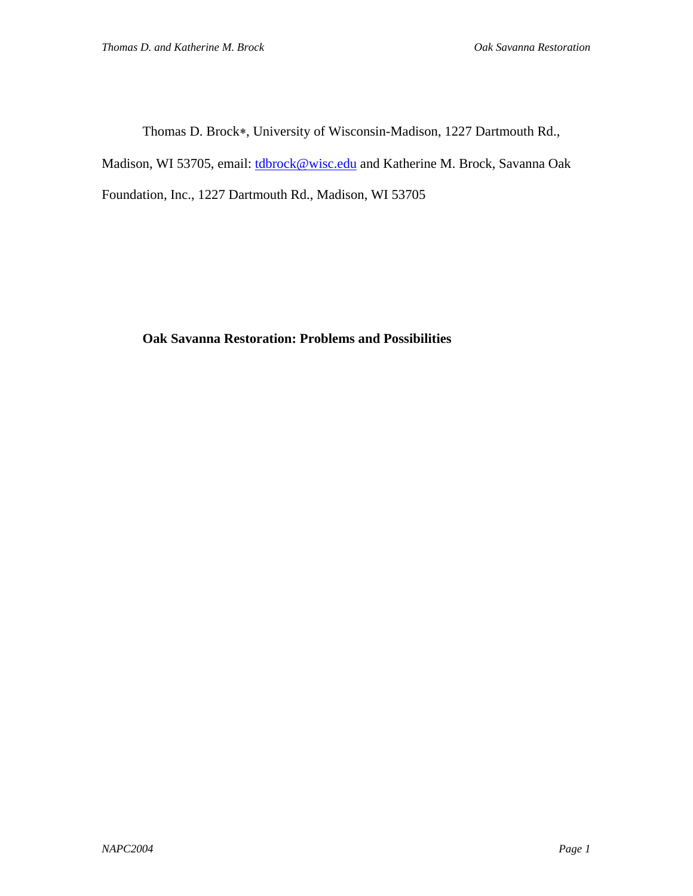Thomas D. Brock∗, University of Wisconsin-Madison, 1227 Dartmouth Rd., Madison, WI 53705, email: tdbrock@wisc.edu and Katherine M. Brock, Savanna Oak Foundation, Inc., 1227 Dartmouth Rd., Madison, WI 53705

# Oak Savanna Restoration: Problems and Possibilities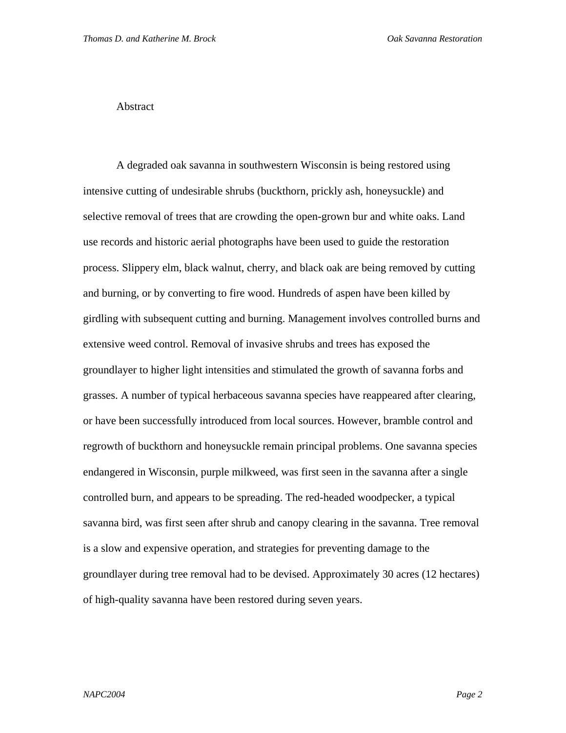## Abstract

A degraded oak savanna in southwestern Wisconsin is being restored using intensive cutting of undesirable shrubs (buckthorn, prickly ash, honeysuckle) and selective removal of trees that are crowding the open-grown bur and white oaks. Land use records and historic aerial photographs have been used to guide the restoration process. Slippery elm, black walnut, cherry, and black oak are being removed by cutting and burning, or by converting to fire wood. Hundreds of aspen have been killed by girdling with subsequent cutting and burning. Management involves controlled burns and extensive weed control. Removal of invasive shrubs and trees has exposed the groundlayer to higher light intensities and stimulated the growth of savanna forbs and grasses. A number of typical herbaceous savanna species have reappeared after clearing, or have been successfully introduced from local sources. However, bramble control and regrowth of buckthorn and honeysuckle remain principal problems. One savanna species endangered in Wisconsin, purple milkweed, was first seen in the savanna after a single controlled burn, and appears to be spreading. The red-headed woodpecker, a typical savanna bird, was first seen after shrub and canopy clearing in the savanna. Tree removal is a slow and expensive operation, and strategies for preventing damage to the groundlayer during tree removal had to be devised. Approximately 30 acres (12 hectares) of high-quality savanna have been restored during seven years.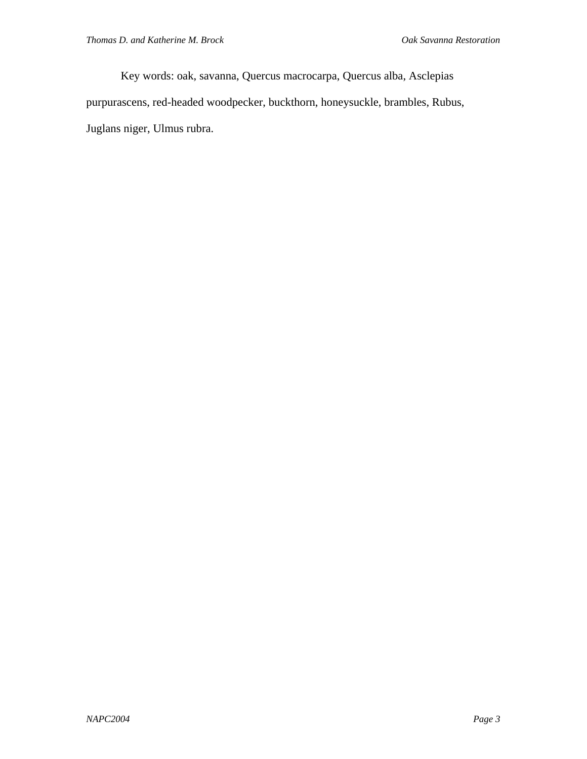Key words: oak, savanna, Quercus macrocarpa, Quercus alba, Asclepias purpurascens, red-headed woodpecker, buckthorn, honeysuckle, brambles, Rubus, Juglans niger, Ulmus rubra.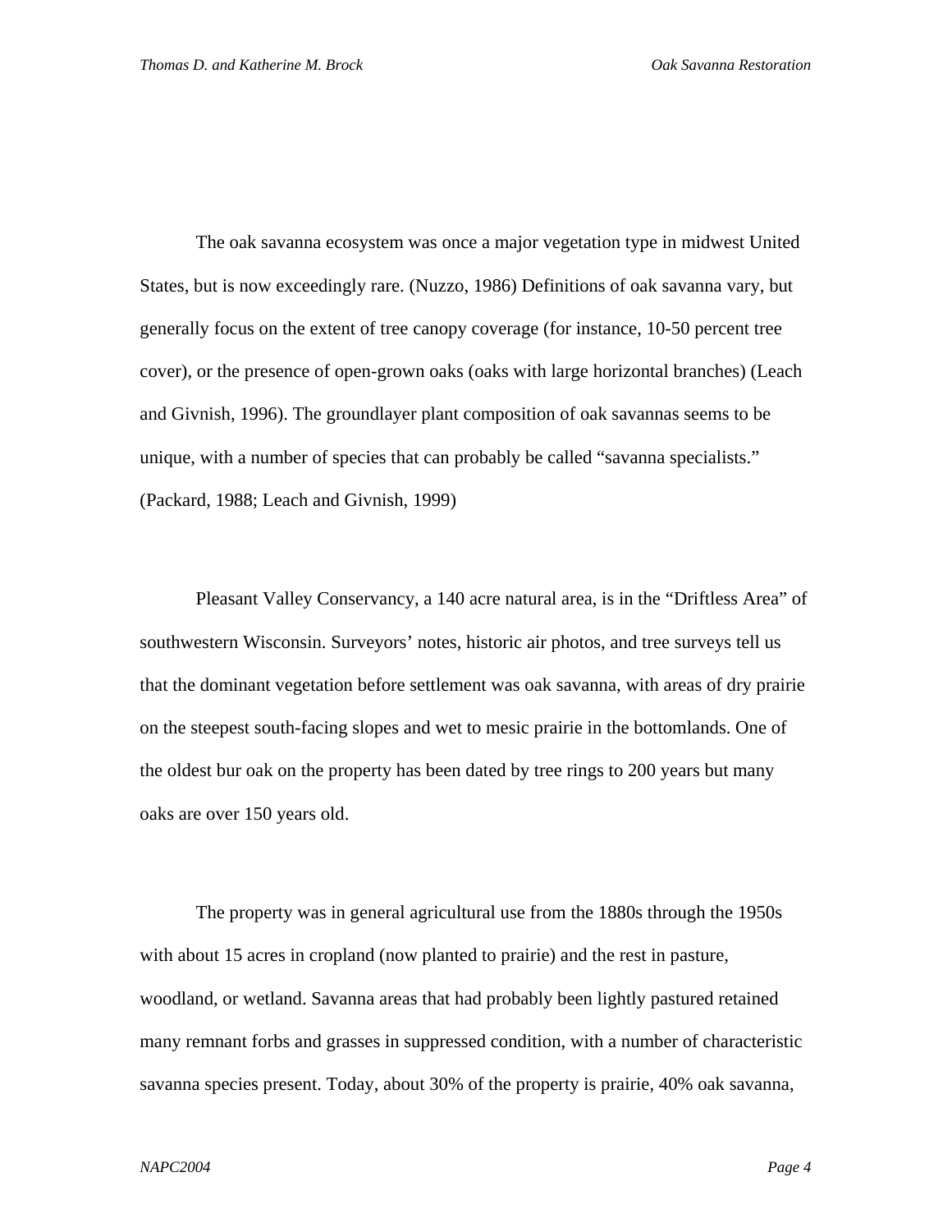The oak savanna ecosystem was once a major vegetation type in midwest United States, but is now exceedingly rare. (Nuzzo, 1986) Definitions of oak savanna vary, but generally focus on the extent of tree canopy coverage (for instance, 10-50 percent tree cover), or the presence of open-grown oaks (oaks with large horizontal branches) (Leach and Givnish, 1996). The groundlayer plant composition of oak savannas seems to be unique, with a number of species that can probably be called "savanna specialists." (Packard, 1988; Leach and Givnish, 1999)

Pleasant Valley Conservancy, a 140 acre natural area, is in the "Driftless Area" of southwestern Wisconsin. Surveyors' notes, historic air photos, and tree surveys tell us that the dominant vegetation before settlement was oak savanna, with areas of dry prairie on the steepest south-facing slopes and wet to mesic prairie in the bottomlands. One of the oldest bur oak on the property has been dated by tree rings to 200 years but many oaks are over 150 years old.

The property was in general agricultural use from the 1880s through the 1950s with about 15 acres in cropland (now planted to prairie) and the rest in pasture, woodland, or wetland. Savanna areas that had probably been lightly pastured retained many remnant forbs and grasses in suppressed condition, with a number of characteristic savanna species present. Today, about 30% of the property is prairie, 40% oak savanna,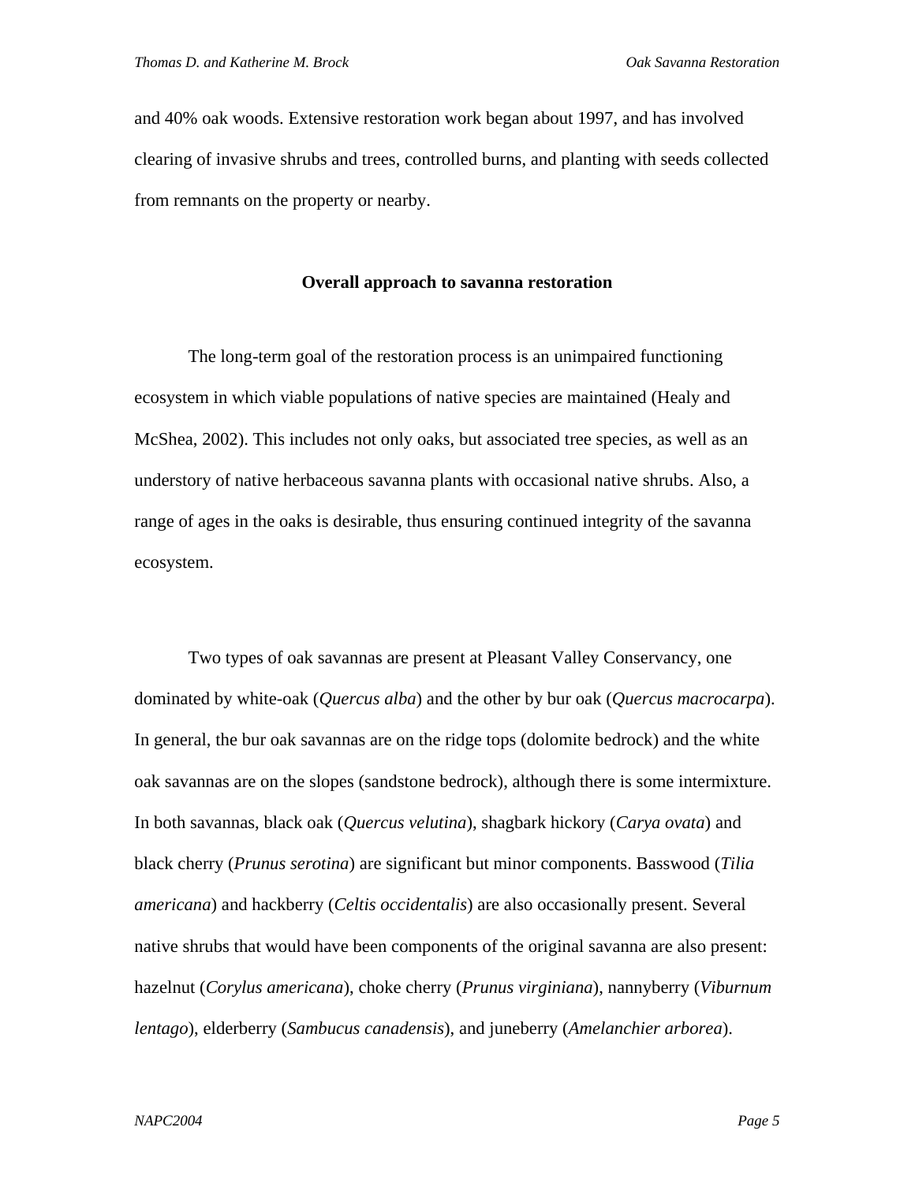and 40% oak woods. Extensive restoration work began about 1997, and has involved clearing of invasive shrubs and trees, controlled burns, and planting with seeds collected from remnants on the property or nearby.

## Overall approach to savanna restoration

The long-term goal of the restoration process is an unimpaired functioning ecosystem in which viable populations of native species are maintained (Healy and McShea, 2002). This includes not only oaks, but associated tree species, as well as an understory of native herbaceous savanna plants with occasional native shrubs. Also, a range of ages in the oaks is desirable, thus ensuring continued integrity of the savanna ecosystem.

Two types of oak savannas are present at Pleasant Valley Conservancy, one dominated by white-oak (*Quercus alba*) and the other by bur oak (*Quercus macrocarpa*). In general, the bur oak savannas are on the ridge tops (dolomite bedrock) and the white oak savannas are on the slopes (sandstone bedrock), although there is some intermixture. In both savannas, black oak (*Quercus velutina*), shagbark hickory (*Carya ovata*) and black cherry (*Prunus serotina*) are significant but minor components. Basswood (*Tilia americana*) and hackberry (*Celtis occidentalis*) are also occasionally present. Several native shrubs that would have been components of the original savanna are also present: hazelnut (*Corylus americana*), choke cherry (*Prunus virginiana*), nannyberry (*Viburnum lentago*), elderberry (*Sambucus canadensis*), and juneberry (*Amelanchier arborea*).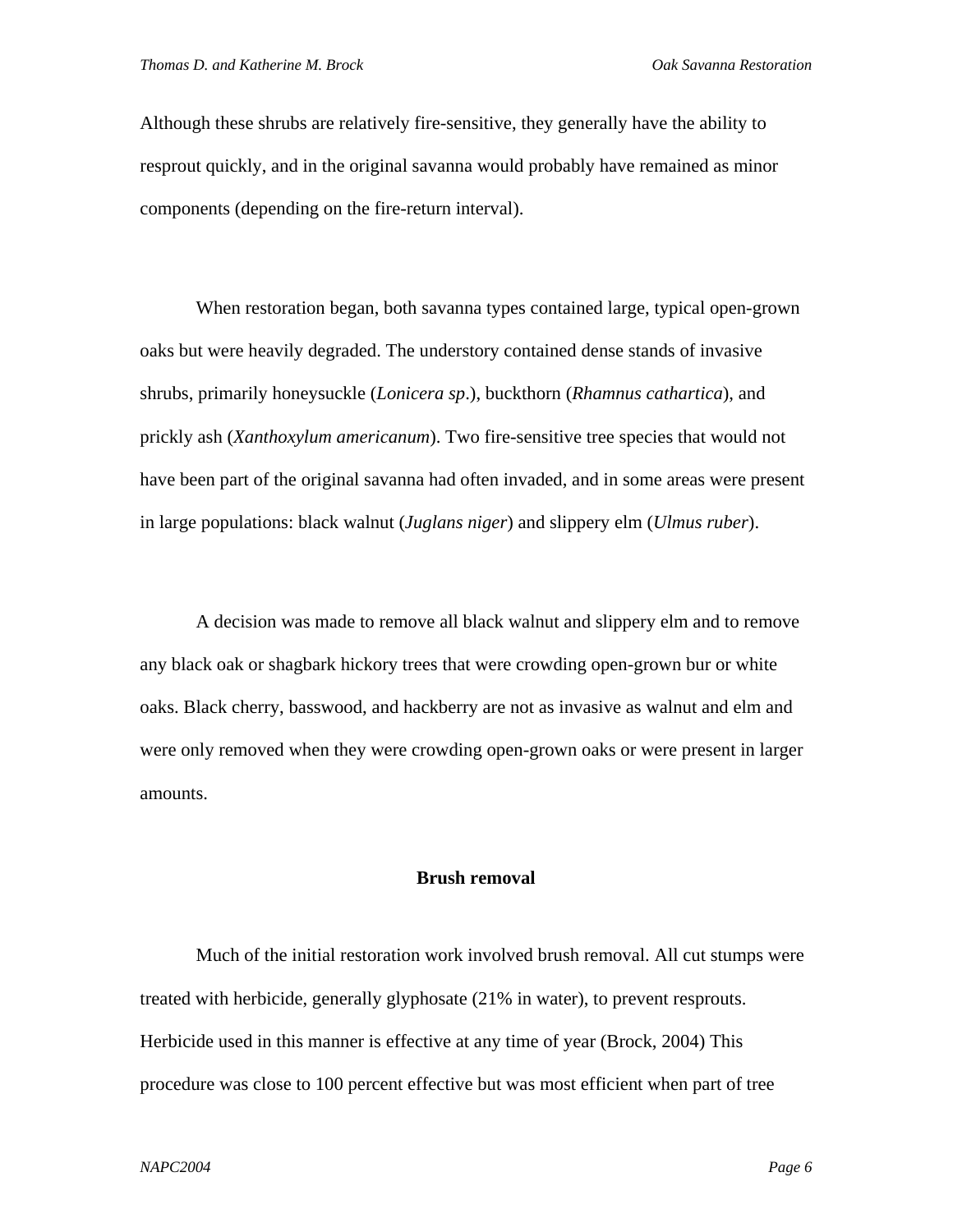Although these shrubs are relatively fire-sensitive, they generally have the ability to resprout quickly, and in the original savanna would probably have remained as minor components (depending on the fire-return interval).

When restoration began, both savanna types contained large, typical open-grown oaks but were heavily degraded. The understory contained dense stands of invasive shrubs, primarily honeysuckle (*Lonicera sp*.), buckthorn (*Rhamnus cathartica*), and prickly ash (*Xanthoxylum americanum*). Two fire-sensitive tree species that would not have been part of the original savanna had often invaded, and in some areas were present in large populations: black walnut (*Juglans niger*) and slippery elm (*Ulmus ruber*).

A decision was made to remove all black walnut and slippery elm and to remove any black oak or shagbark hickory trees that were crowding open-grown bur or white oaks. Black cherry, basswood, and hackberry are not as invasive as walnut and elm and were only removed when they were crowding open-grown oaks or were present in larger amounts.

## Brush removal

Much of the initial restoration work involved brush removal. All cut stumps were treated with herbicide, generally glyphosate (21% in water), to prevent resprouts. Herbicide used in this manner is effective at any time of year (Brock, 2004) This procedure was close to 100 percent effective but was most efficient when part of tree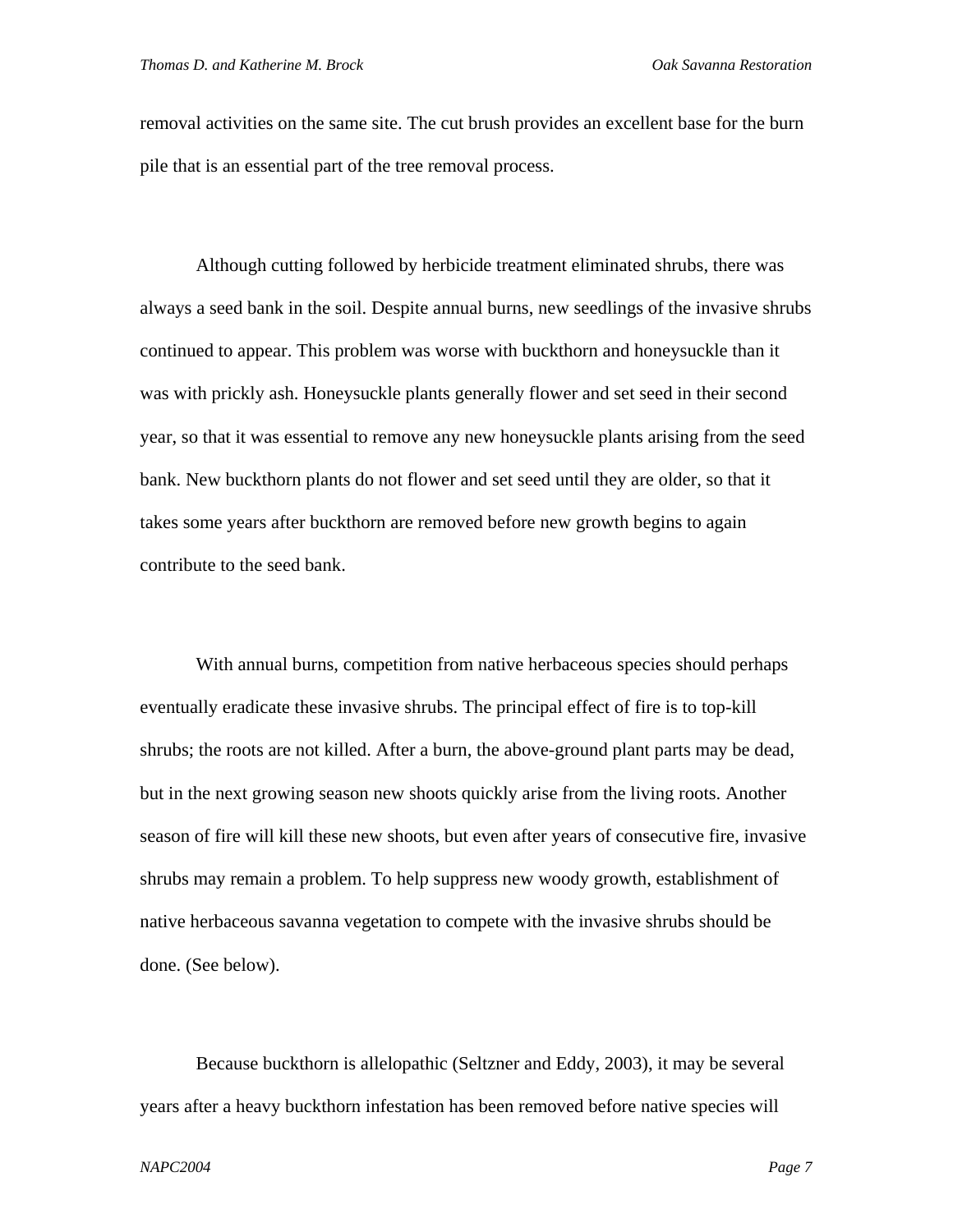removal activities on the same site. The cut brush provides an excellent base for the burn pile that is an essential part of the tree removal process.

Although cutting followed by herbicide treatment eliminated shrubs, there was always a seed bank in the soil. Despite annual burns, new seedlings of the invasive shrubs continued to appear. This problem was worse with buckthorn and honeysuckle than it was with prickly ash. Honeysuckle plants generally flower and set seed in their second year, so that it was essential to remove any new honeysuckle plants arising from the seed bank. New buckthorn plants do not flower and set seed until they are older, so that it takes some years after buckthorn are removed before new growth begins to again contribute to the seed bank.

With annual burns, competition from native herbaceous species should perhaps eventually eradicate these invasive shrubs. The principal effect of fire is to top-kill shrubs; the roots are not killed. After a burn, the above-ground plant parts may be dead, but in the next growing season new shoots quickly arise from the living roots. Another season of fire will kill these new shoots, but even after years of consecutive fire, invasive shrubs may remain a problem. To help suppress new woody growth, establishment of native herbaceous savanna vegetation to compete with the invasive shrubs should be done. (See below).

Because buckthorn is allelopathic (Seltzner and Eddy, 2003), it may be several years after a heavy buckthorn infestation has been removed before native species will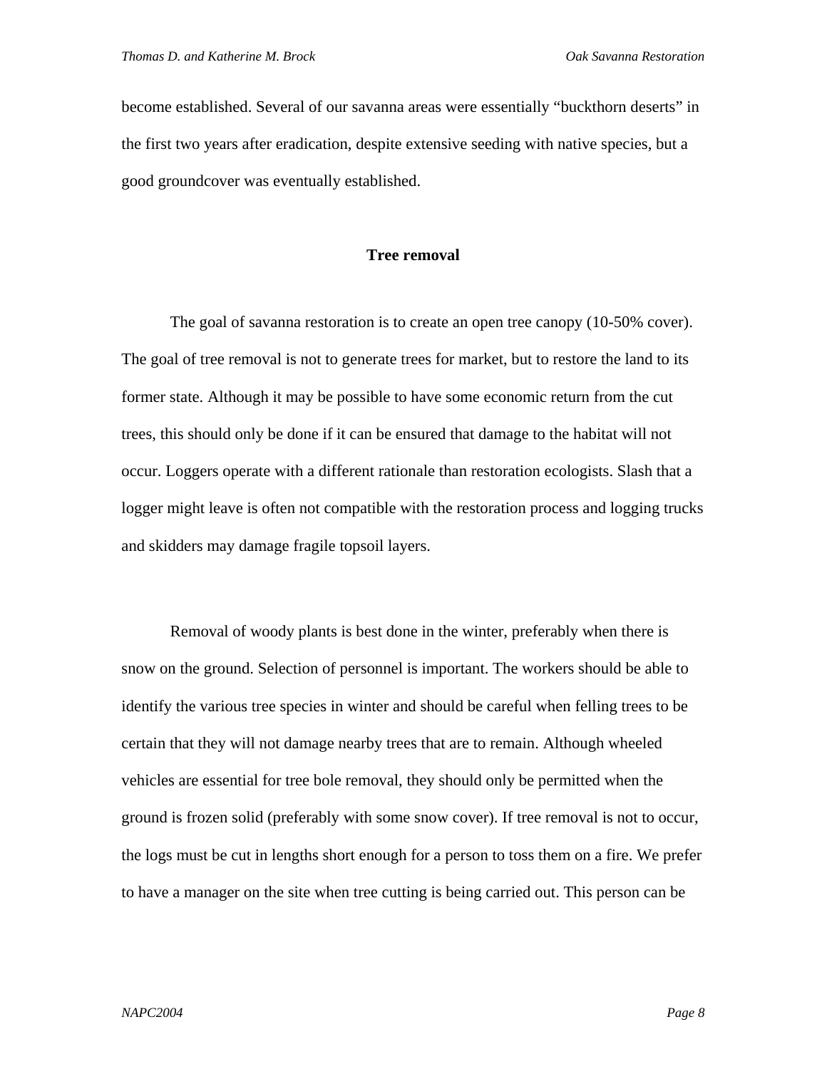become established. Several of our savanna areas were essentially "buckthorn deserts" in the first two years after eradication, despite extensive seeding with native species, but a good groundcover was eventually established.

## Tree removal

The goal of savanna restoration is to create an open tree canopy (10-50% cover). The goal of tree removal is not to generate trees for market, but to restore the land to its former state. Although it may be possible to have some economic return from the cut trees, this should only be done if it can be ensured that damage to the habitat will not occur. Loggers operate with a different rationale than restoration ecologists. Slash that a logger might leave is often not compatible with the restoration process and logging trucks and skidders may damage fragile topsoil layers.

Removal of woody plants is best done in the winter, preferably when there is snow on the ground. Selection of personnel is important. The workers should be able to identify the various tree species in winter and should be careful when felling trees to be certain that they will not damage nearby trees that are to remain. Although wheeled vehicles are essential for tree bole removal, they should only be permitted when the ground is frozen solid (preferably with some snow cover). If tree removal is not to occur, the logs must be cut in lengths short enough for a person to toss them on a fire. We prefer to have a manager on the site when tree cutting is being carried out. This person can be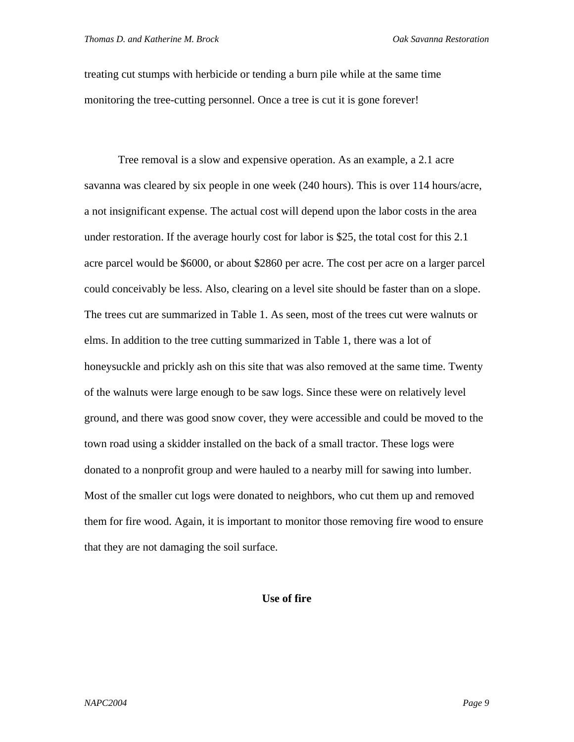treating cut stumps with herbicide or tending a burn pile while at the same time monitoring the tree-cutting personnel. Once a tree is cut it is gone forever!

Tree removal is a slow and expensive operation. As an example, a 2.1 acre savanna was cleared by six people in one week (240 hours). This is over 114 hours/acre, a not insignificant expense. The actual cost will depend upon the labor costs in the area under restoration. If the average hourly cost for labor is $25, the total cost for this 2.1 acre parcel would be $6000, or about $2860 per acre. The cost per acre on a larger parcel could conceivably be less. Also, clearing on a level site should be faster than on a slope. The trees cut are summarized in Table 1. As seen, most of the trees cut were walnuts or elms. In addition to the tree cutting summarized in Table 1, there was a lot of honeysuckle and prickly ash on this site that was also removed at the same time. Twenty of the walnuts were large enough to be saw logs. Since these were on relatively level ground, and there was good snow cover, they were accessible and could be moved to the town road using a skidder installed on the back of a small tractor. These logs were donated to a nonprofit group and were hauled to a nearby mill for sawing into lumber. Most of the smaller cut logs were donated to neighbors, who cut them up and removed them for fire wood. Again, it is important to monitor those removing fire wood to ensure that they are not damaging the soil surface.

## Use of fire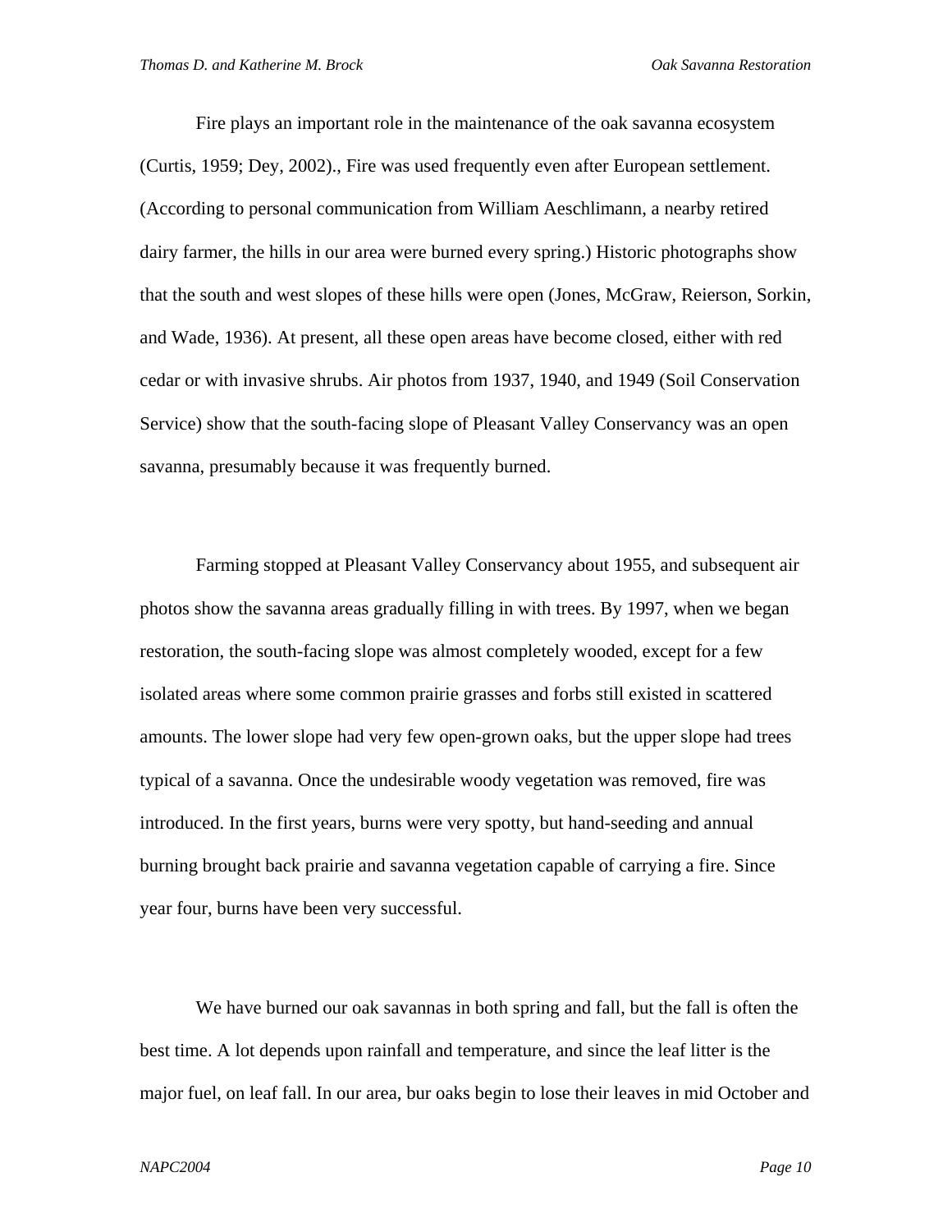Fire plays an important role in the maintenance of the oak savanna ecosystem (Curtis, 1959; Dey, 2002)., Fire was used frequently even after European settlement. (According to personal communication from William Aeschlimann, a nearby retired dairy farmer, the hills in our area were burned every spring.) Historic photographs show that the south and west slopes of these hills were open (Jones, McGraw, Reierson, Sorkin, and Wade, 1936). At present, all these open areas have become closed, either with red cedar or with invasive shrubs. Air photos from 1937, 1940, and 1949 (Soil Conservation Service) show that the south-facing slope of Pleasant Valley Conservancy was an open savanna, presumably because it was frequently burned.

Farming stopped at Pleasant Valley Conservancy about 1955, and subsequent air photos show the savanna areas gradually filling in with trees. By 1997, when we began restoration, the south-facing slope was almost completely wooded, except for a few isolated areas where some common prairie grasses and forbs still existed in scattered amounts. The lower slope had very few open-grown oaks, but the upper slope had trees typical of a savanna. Once the undesirable woody vegetation was removed, fire was introduced. In the first years, burns were very spotty, but hand-seeding and annual burning brought back prairie and savanna vegetation capable of carrying a fire. Since year four, burns have been very successful.

We have burned our oak savannas in both spring and fall, but the fall is often the best time. A lot depends upon rainfall and temperature, and since the leaf litter is the major fuel, on leaf fall. In our area, bur oaks begin to lose their leaves in mid October and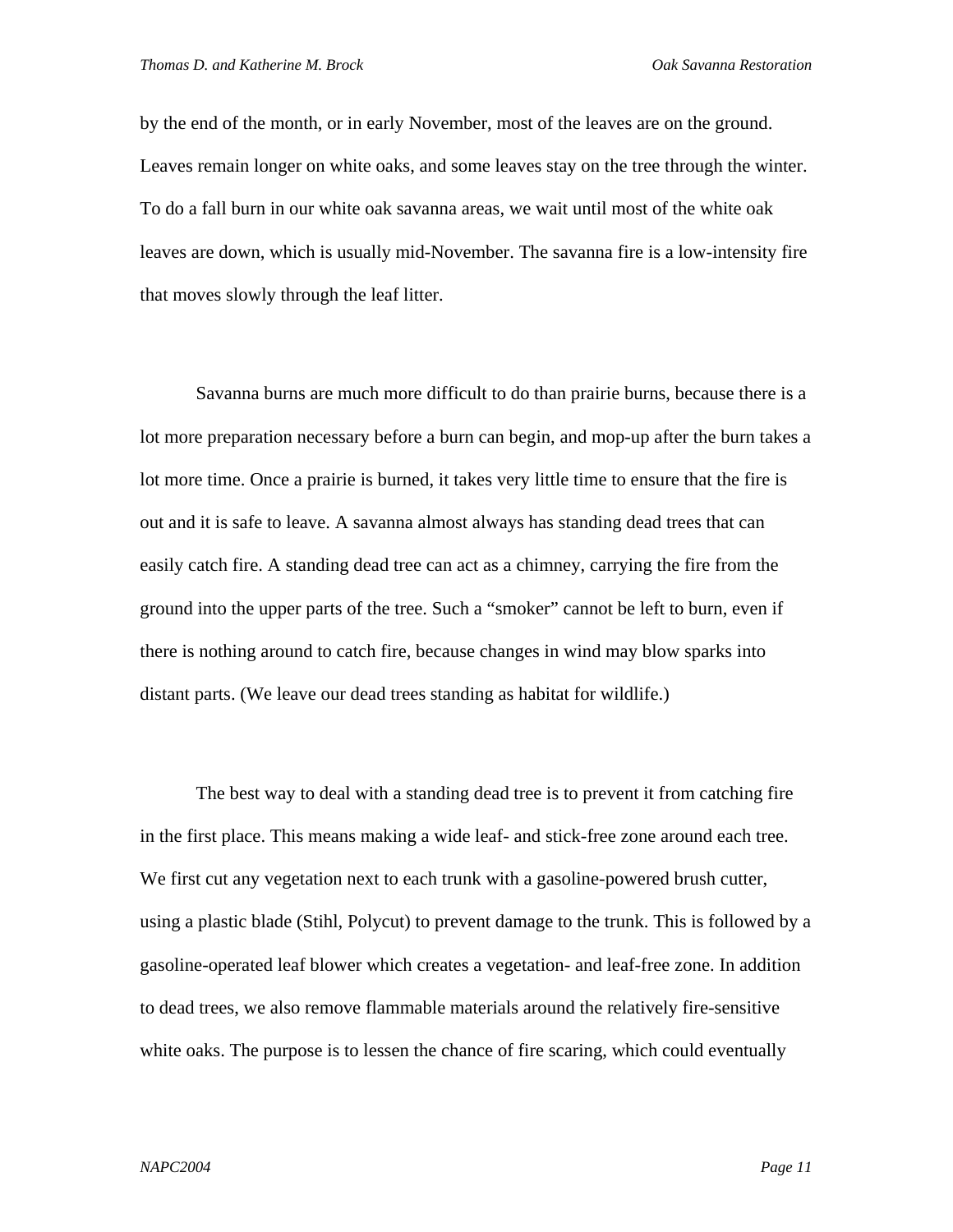by the end of the month, or in early November, most of the leaves are on the ground. Leaves remain longer on white oaks, and some leaves stay on the tree through the winter. To do a fall burn in our white oak savanna areas, we wait until most of the white oak leaves are down, which is usually mid-November. The savanna fire is a low-intensity fire that moves slowly through the leaf litter.

Savanna burns are much more difficult to do than prairie burns, because there is a lot more preparation necessary before a burn can begin, and mop-up after the burn takes a lot more time. Once a prairie is burned, it takes very little time to ensure that the fire is out and it is safe to leave. A savanna almost always has standing dead trees that can easily catch fire. A standing dead tree can act as a chimney, carrying the fire from the ground into the upper parts of the tree. Such a "smoker" cannot be left to burn, even if there is nothing around to catch fire, because changes in wind may blow sparks into distant parts. (We leave our dead trees standing as habitat for wildlife.)

The best way to deal with a standing dead tree is to prevent it from catching fire in the first place. This means making a wide leaf- and stick-free zone around each tree. We first cut any vegetation next to each trunk with a gasoline-powered brush cutter, using a plastic blade (Stihl, Polycut) to prevent damage to the trunk. This is followed by a gasoline-operated leaf blower which creates a vegetation- and leaf-free zone. In addition to dead trees, we also remove flammable materials around the relatively fire-sensitive white oaks. The purpose is to lessen the chance of fire scaring, which could eventually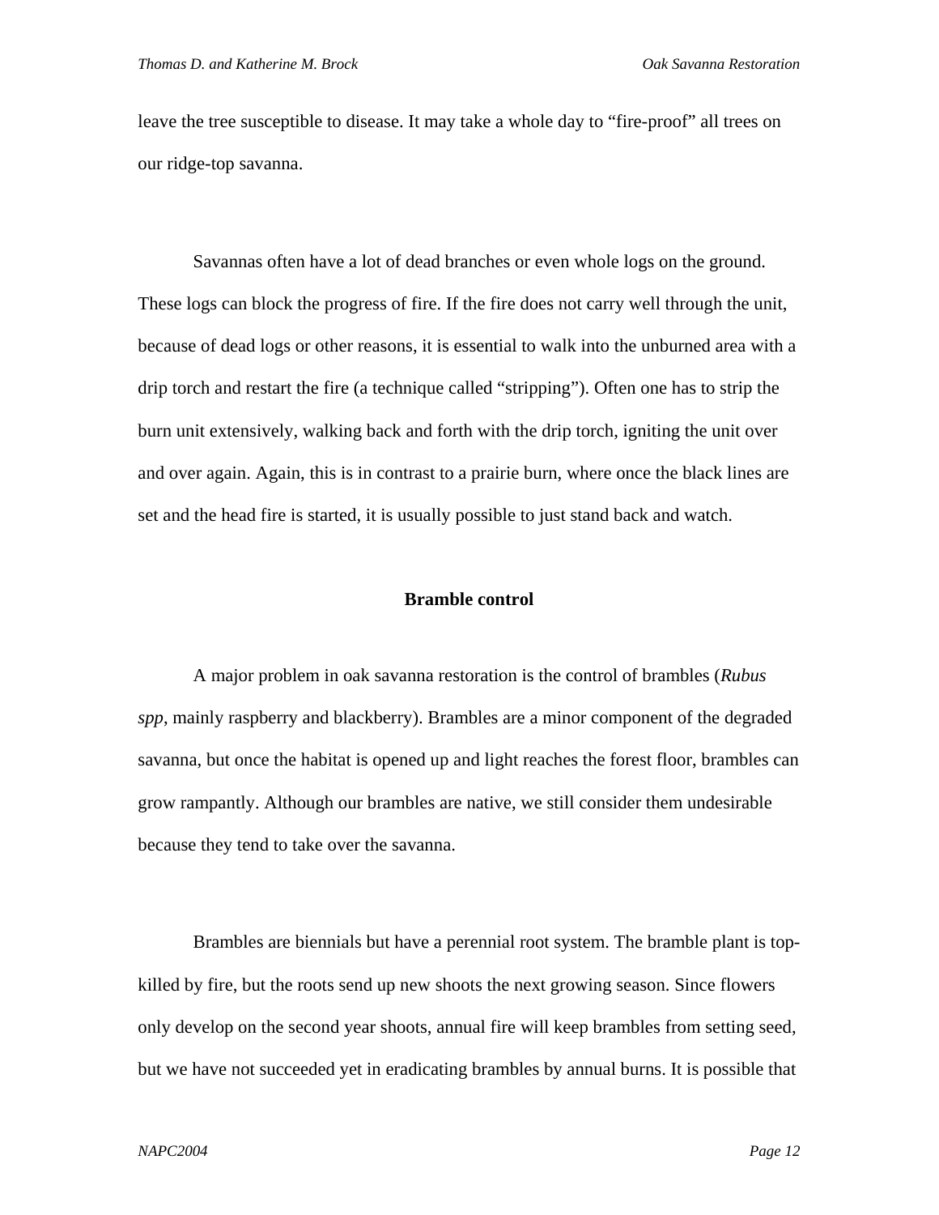leave the tree susceptible to disease. It may take a whole day to "fire-proof" all trees on our ridge-top savanna.

Savannas often have a lot of dead branches or even whole logs on the ground. These logs can block the progress of fire. If the fire does not carry well through the unit, because of dead logs or other reasons, it is essential to walk into the unburned area with a drip torch and restart the fire (a technique called "stripping"). Often one has to strip the burn unit extensively, walking back and forth with the drip torch, igniting the unit over and over again. Again, this is in contrast to a prairie burn, where once the black lines are set and the head fire is started, it is usually possible to just stand back and watch.

## Bramble control

A major problem in oak savanna restoration is the control of brambles (*Rubus spp*, mainly raspberry and blackberry). Brambles are a minor component of the degraded savanna, but once the habitat is opened up and light reaches the forest floor, brambles can grow rampantly. Although our brambles are native, we still consider them undesirable because they tend to take over the savanna.

Brambles are biennials but have a perennial root system. The bramble plant is top-killed by fire, but the roots send up new shoots the next growing season. Since flowers only develop on the second year shoots, annual fire will keep brambles from setting seed, but we have not succeeded yet in eradicating brambles by annual burns. It is possible that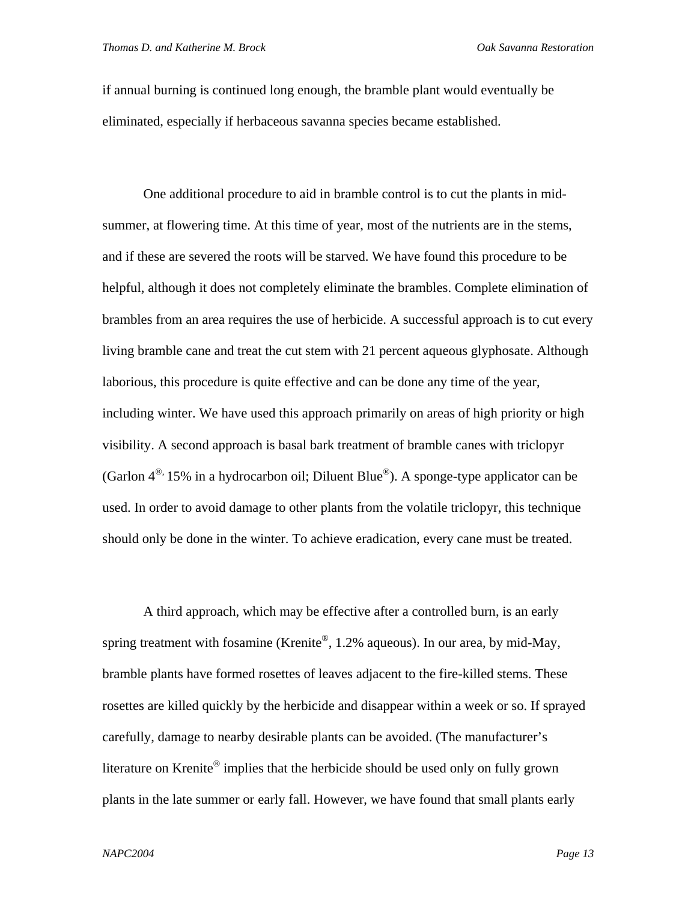if annual burning is continued long enough, the bramble plant would eventually be eliminated, especially if herbaceous savanna species became established.

One additional procedure to aid in bramble control is to cut the plants in mid-summer, at flowering time. At this time of year, most of the nutrients are in the stems, and if these are severed the roots will be starved. We have found this procedure to be helpful, although it does not completely eliminate the brambles. Complete elimination of brambles from an area requires the use of herbicide. A successful approach is to cut every living bramble cane and treat the cut stem with 21 percent aqueous glyphosate. Although laborious, this procedure is quite effective and can be done any time of the year, including winter. We have used this approach primarily on areas of high priority or high visibility. A second approach is basal bark treatment of bramble canes with triclopyr (Garlon 4®, 15% in a hydrocarbon oil; Diluent Blue®). A sponge-type applicator can be used. In order to avoid damage to other plants from the volatile triclopyr, this technique should only be done in the winter. To achieve eradication, every cane must be treated.

A third approach, which may be effective after a controlled burn, is an early spring treatment with fosamine (Krenite®, 1.2% aqueous). In our area, by mid-May, bramble plants have formed rosettes of leaves adjacent to the fire-killed stems. These rosettes are killed quickly by the herbicide and disappear within a week or so. If sprayed carefully, damage to nearby desirable plants can be avoided. (The manufacturer's literature on Krenite® implies that the herbicide should be used only on fully grown plants in the late summer or early fall. However, we have found that small plants early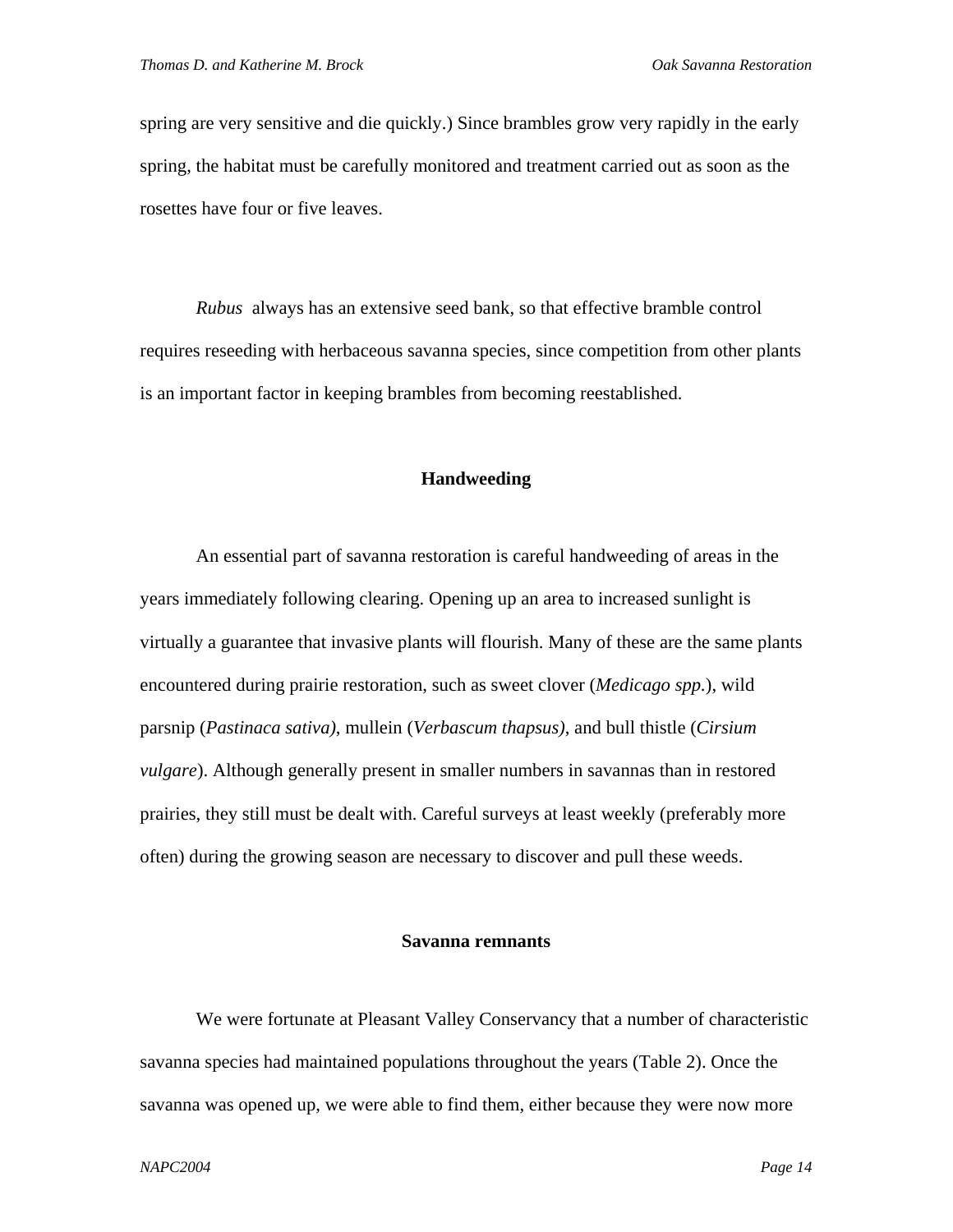spring are very sensitive and die quickly.) Since brambles grow very rapidly in the early spring, the habitat must be carefully monitored and treatment carried out as soon as the rosettes have four or five leaves.

*Rubus* always has an extensive seed bank, so that effective bramble control requires reseeding with herbaceous savanna species, since competition from other plants is an important factor in keeping brambles from becoming reestablished.

**Handweeding**

An essential part of savanna restoration is careful handweeding of areas in the years immediately following clearing. Opening up an area to increased sunlight is virtually a guarantee that invasive plants will flourish. Many of these are the same plants encountered during prairie restoration, such as sweet clover (*Medicago spp.*), wild parsnip (*Pastinaca sativa)*, mullein (*Verbascum thapsus),* and bull thistle (*Cirsium vulgare*). Although generally present in smaller numbers in savannas than in restored prairies, they still must be dealt with. Careful surveys at least weekly (preferably more often) during the growing season are necessary to discover and pull these weeds.

**Savanna remnants**

We were fortunate at Pleasant Valley Conservancy that a number of characteristic savanna species had maintained populations throughout the years (Table 2). Once the savanna was opened up, we were able to find them, either because they were now more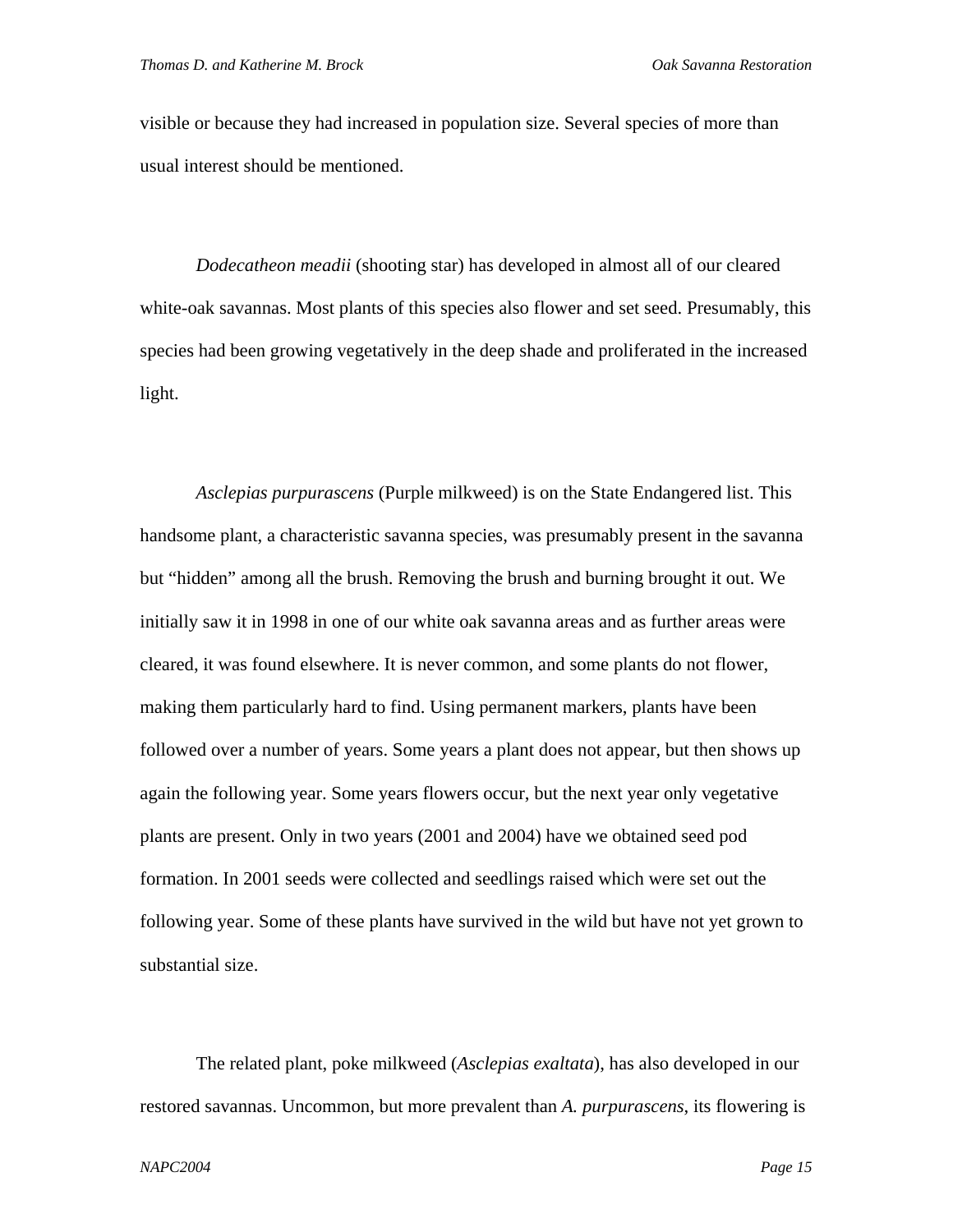visible or because they had increased in population size. Several species of more than usual interest should be mentioned.

*Dodecatheon meadii* (shooting star) has developed in almost all of our cleared white-oak savannas. Most plants of this species also flower and set seed. Presumably, this species had been growing vegetatively in the deep shade and proliferated in the increased light.

*Asclepias purpurascens* (Purple milkweed) is on the State Endangered list. This handsome plant, a characteristic savanna species, was presumably present in the savanna but "hidden" among all the brush. Removing the brush and burning brought it out. We initially saw it in 1998 in one of our white oak savanna areas and as further areas were cleared, it was found elsewhere. It is never common, and some plants do not flower, making them particularly hard to find. Using permanent markers, plants have been followed over a number of years. Some years a plant does not appear, but then shows up again the following year. Some years flowers occur, but the next year only vegetative plants are present. Only in two years (2001 and 2004) have we obtained seed pod formation. In 2001 seeds were collected and seedlings raised which were set out the following year. Some of these plants have survived in the wild but have not yet grown to substantial size.

The related plant, poke milkweed (*Asclepias exaltata*), has also developed in our restored savannas. Uncommon, but more prevalent than *A. purpurascens*, its flowering is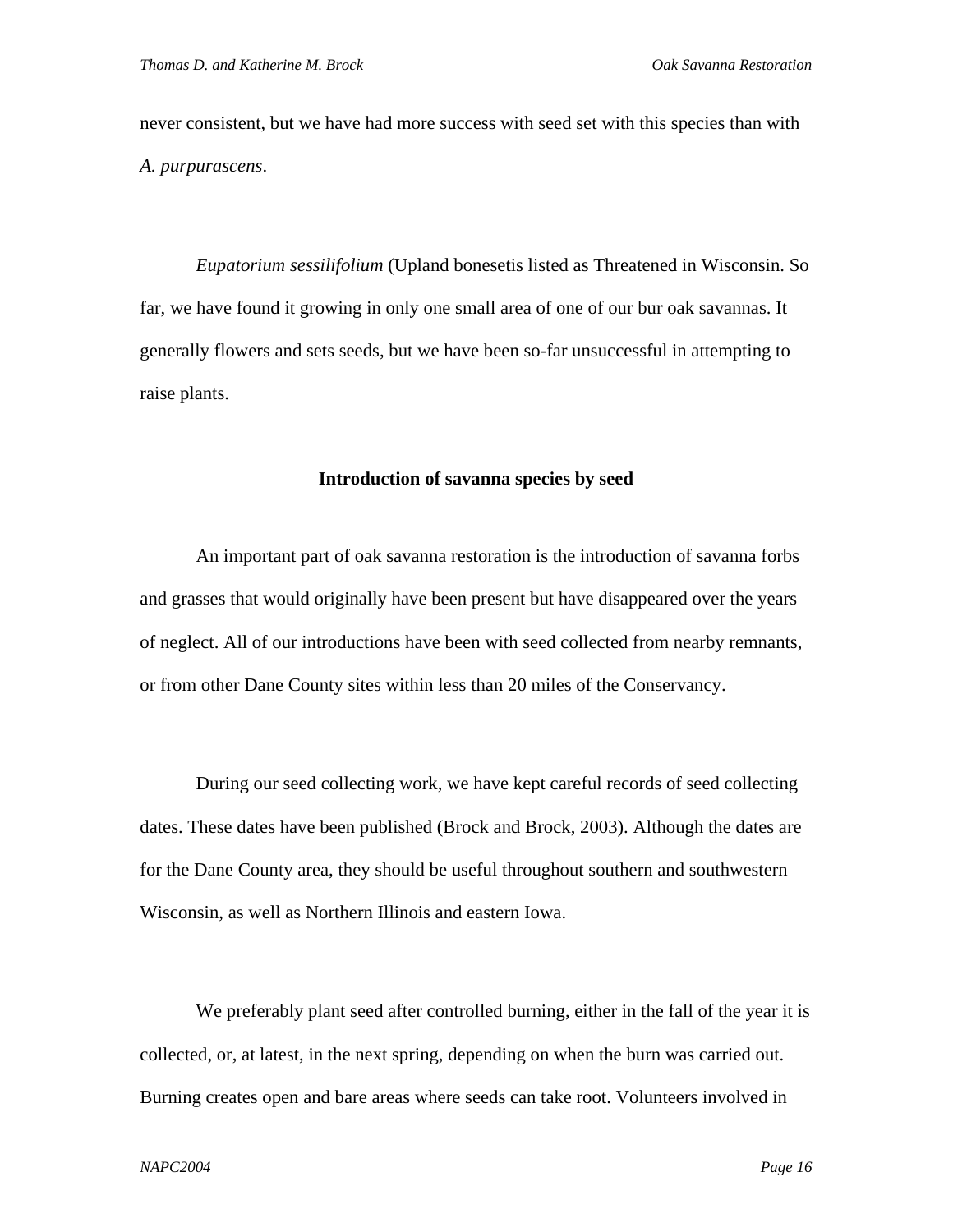never consistent, but we have had more success with seed set with this species than with *A. purpurascens*.

*Eupatorium sessilifolium* (Upland bonesetis listed as Threatened in Wisconsin. So far, we have found it growing in only one small area of one of our bur oak savannas. It generally flowers and sets seeds, but we have been so-far unsuccessful in attempting to raise plants.

### Introduction of savanna species by seed

An important part of oak savanna restoration is the introduction of savanna forbs and grasses that would originally have been present but have disappeared over the years of neglect. All of our introductions have been with seed collected from nearby remnants, or from other Dane County sites within less than 20 miles of the Conservancy.

During our seed collecting work, we have kept careful records of seed collecting dates. These dates have been published (Brock and Brock, 2003). Although the dates are for the Dane County area, they should be useful throughout southern and southwestern Wisconsin, as well as Northern Illinois and eastern Iowa.

We preferably plant seed after controlled burning, either in the fall of the year it is collected, or, at latest, in the next spring, depending on when the burn was carried out. Burning creates open and bare areas where seeds can take root. Volunteers involved in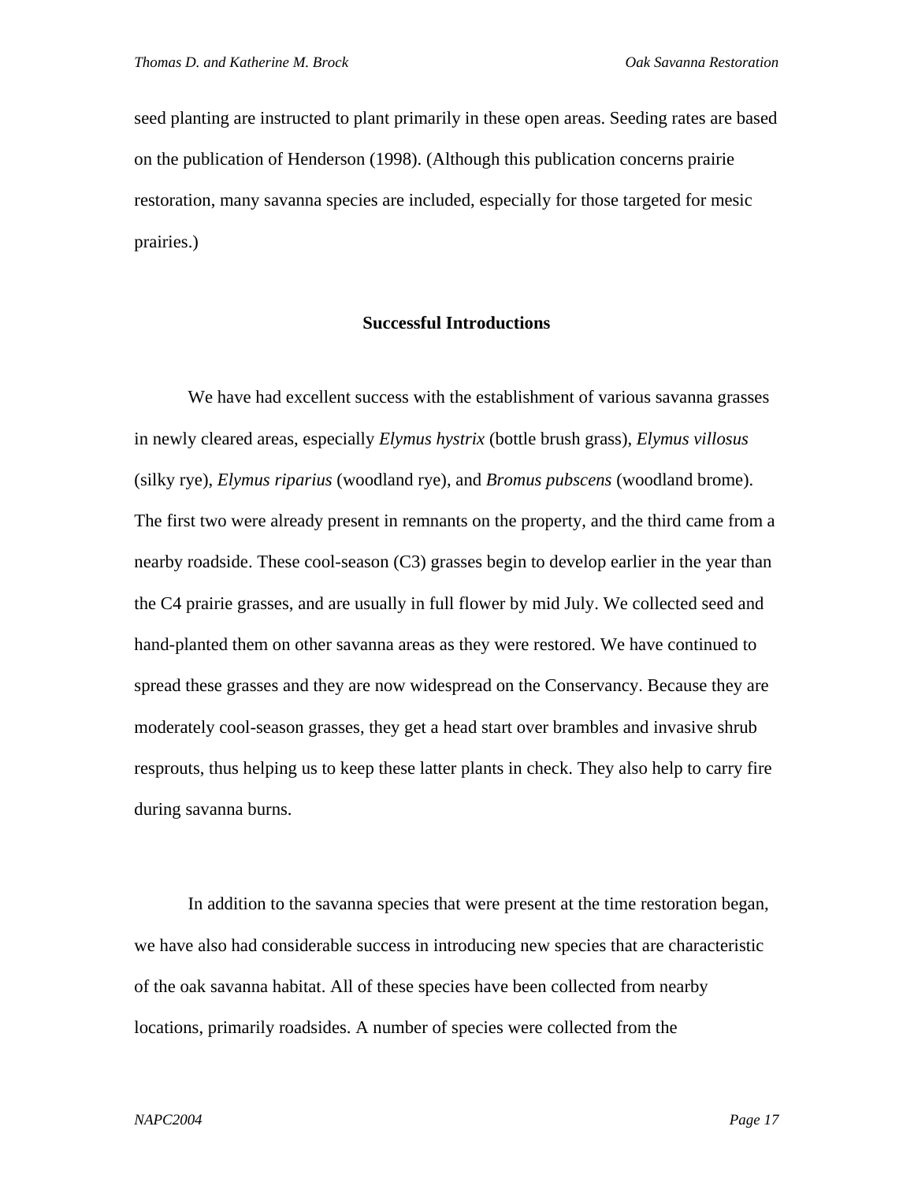seed planting are instructed to plant primarily in these open areas. Seeding rates are based on the publication of Henderson (1998). (Although this publication concerns prairie restoration, many savanna species are included, especially for those targeted for mesic prairies.)

## Successful Introductions

We have had excellent success with the establishment of various savanna grasses in newly cleared areas, especially *Elymus hystrix* (bottle brush grass), *Elymus villosus* (silky rye), *Elymus riparius* (woodland rye), and *Bromus pubscens* (woodland brome). The first two were already present in remnants on the property, and the third came from a nearby roadside. These cool-season (C3) grasses begin to develop earlier in the year than the C4 prairie grasses, and are usually in full flower by mid July. We collected seed and hand-planted them on other savanna areas as they were restored. We have continued to spread these grasses and they are now widespread on the Conservancy. Because they are moderately cool-season grasses, they get a head start over brambles and invasive shrub resprouts, thus helping us to keep these latter plants in check. They also help to carry fire during savanna burns.

In addition to the savanna species that were present at the time restoration began, we have also had considerable success in introducing new species that are characteristic of the oak savanna habitat. All of these species have been collected from nearby locations, primarily roadsides. A number of species were collected from the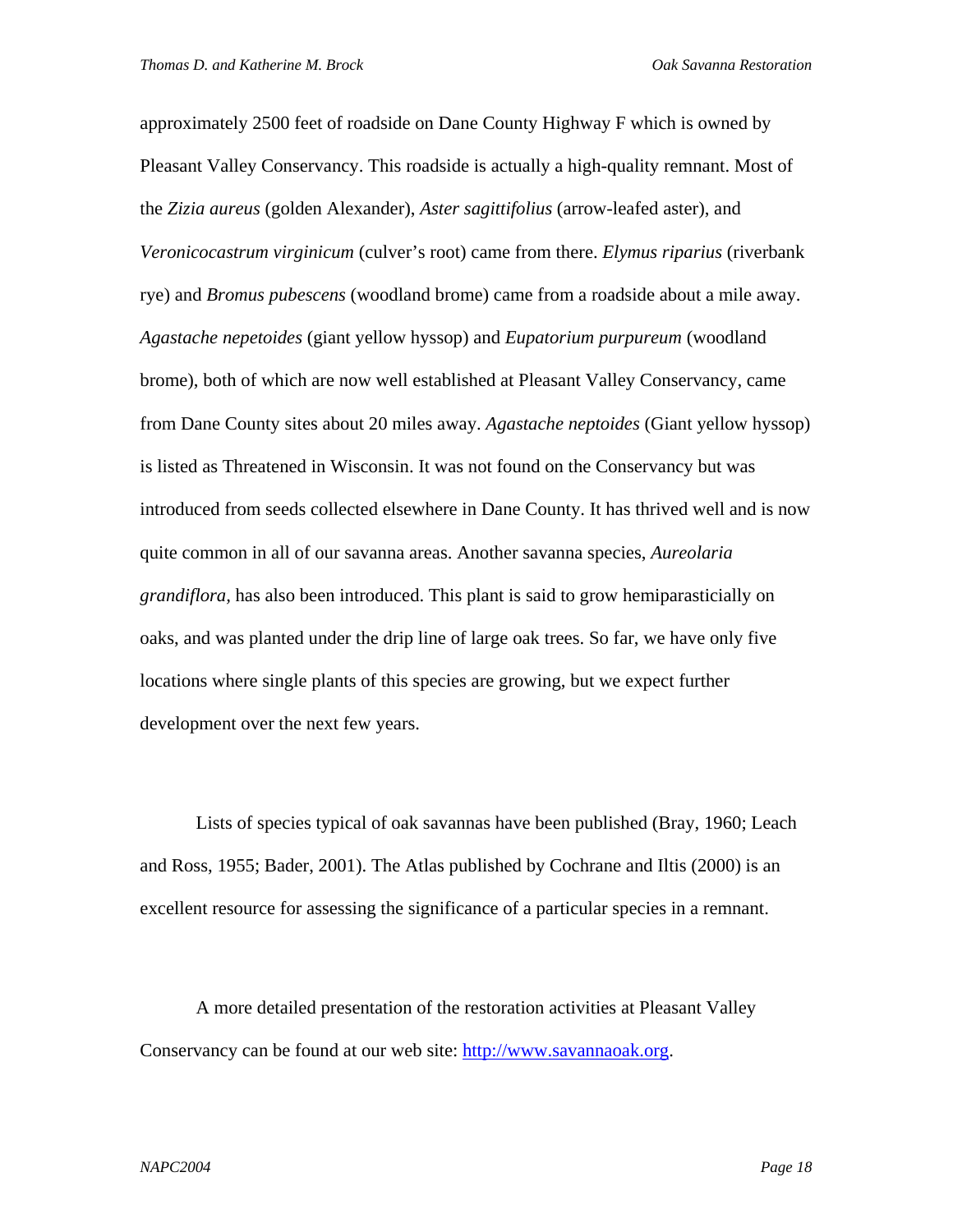approximately 2500 feet of roadside on Dane County Highway F which is owned by Pleasant Valley Conservancy. This roadside is actually a high-quality remnant. Most of the *Zizia aureus* (golden Alexander), *Aster sagittifolius* (arrow-leafed aster), and *Veronicocastrum virginicum* (culver's root) came from there. *Elymus riparius* (riverbank rye) and *Bromus pubescens* (woodland brome) came from a roadside about a mile away. *Agastache nepetoides* (giant yellow hyssop) and *Eupatorium purpureum* (woodland brome), both of which are now well established at Pleasant Valley Conservancy, came from Dane County sites about 20 miles away. *Agastache neptoides* (Giant yellow hyssop) is listed as Threatened in Wisconsin. It was not found on the Conservancy but was introduced from seeds collected elsewhere in Dane County. It has thrived well and is now quite common in all of our savanna areas. Another savanna species, *Aureolaria grandiflora,* has also been introduced. This plant is said to grow hemiparasticially on oaks, and was planted under the drip line of large oak trees. So far, we have only five locations where single plants of this species are growing, but we expect further development over the next few years.

Lists of species typical of oak savannas have been published (Bray, 1960; Leach and Ross, 1955; Bader, 2001). The Atlas published by Cochrane and Iltis (2000) is an excellent resource for assessing the significance of a particular species in a remnant.

A more detailed presentation of the restoration activities at Pleasant Valley Conservancy can be found at our web site: [http://www.savannaoak.org](http://www.savannaoak.org).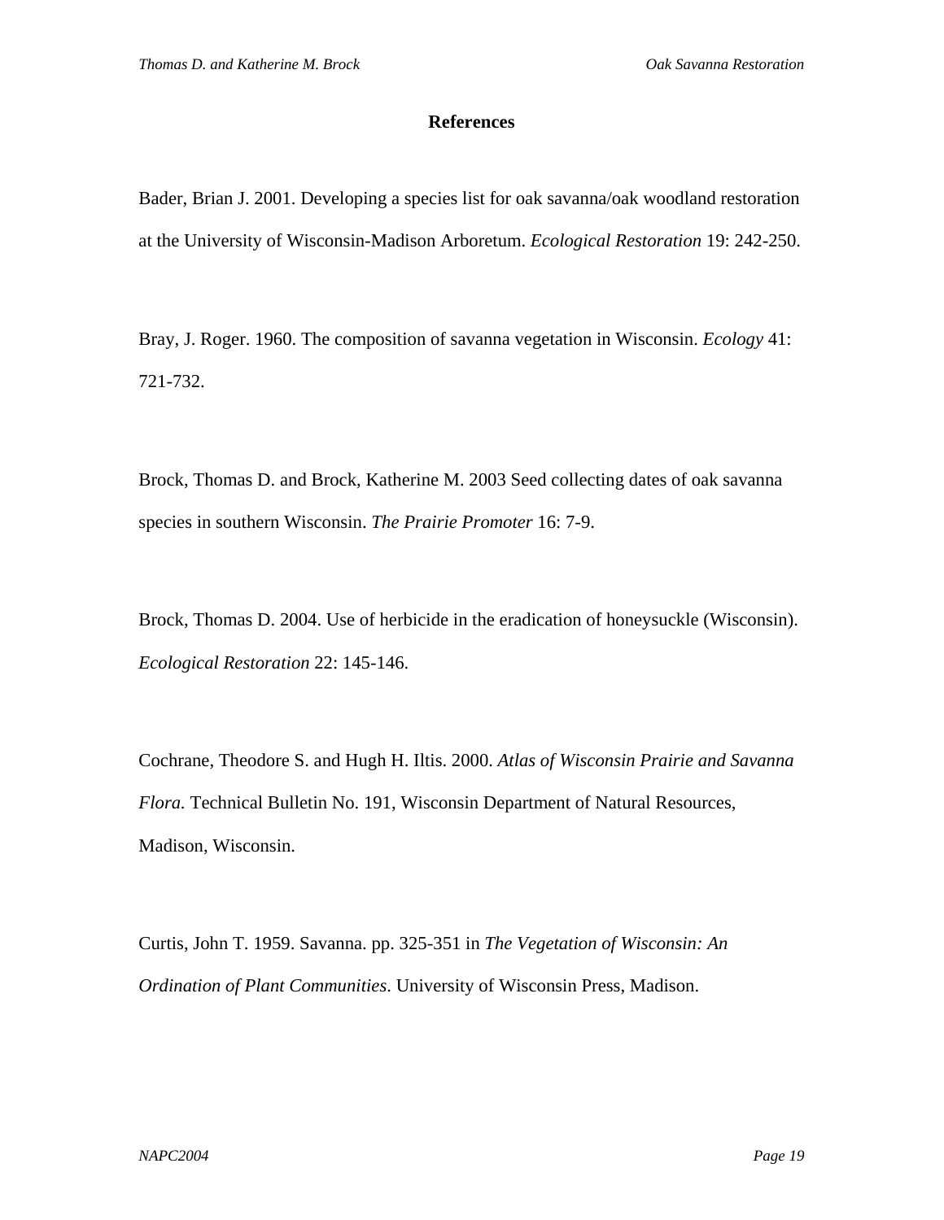## References

Bader, Brian J. 2001. Developing a species list for oak savanna/oak woodland restoration at the University of Wisconsin-Madison Arboretum. *Ecological Restoration* 19: 242-250.

Bray, J. Roger. 1960. The composition of savanna vegetation in Wisconsin. *Ecology* 41: 721-732.

Brock, Thomas D. and Brock, Katherine M. 2003 Seed collecting dates of oak savanna species in southern Wisconsin. *The Prairie Promoter* 16: 7-9.

Brock, Thomas D. 2004. Use of herbicide in the eradication of honeysuckle (Wisconsin). *Ecological Restoration* 22: 145-146.

Cochrane, Theodore S. and Hugh H. Iltis. 2000. *Atlas of Wisconsin Prairie and Savanna Flora.* Technical Bulletin No. 191, Wisconsin Department of Natural Resources, Madison, Wisconsin.

Curtis, John T. 1959. Savanna. pp. 325-351 in *The Vegetation of Wisconsin: An Ordination of Plant Communities*. University of Wisconsin Press, Madison.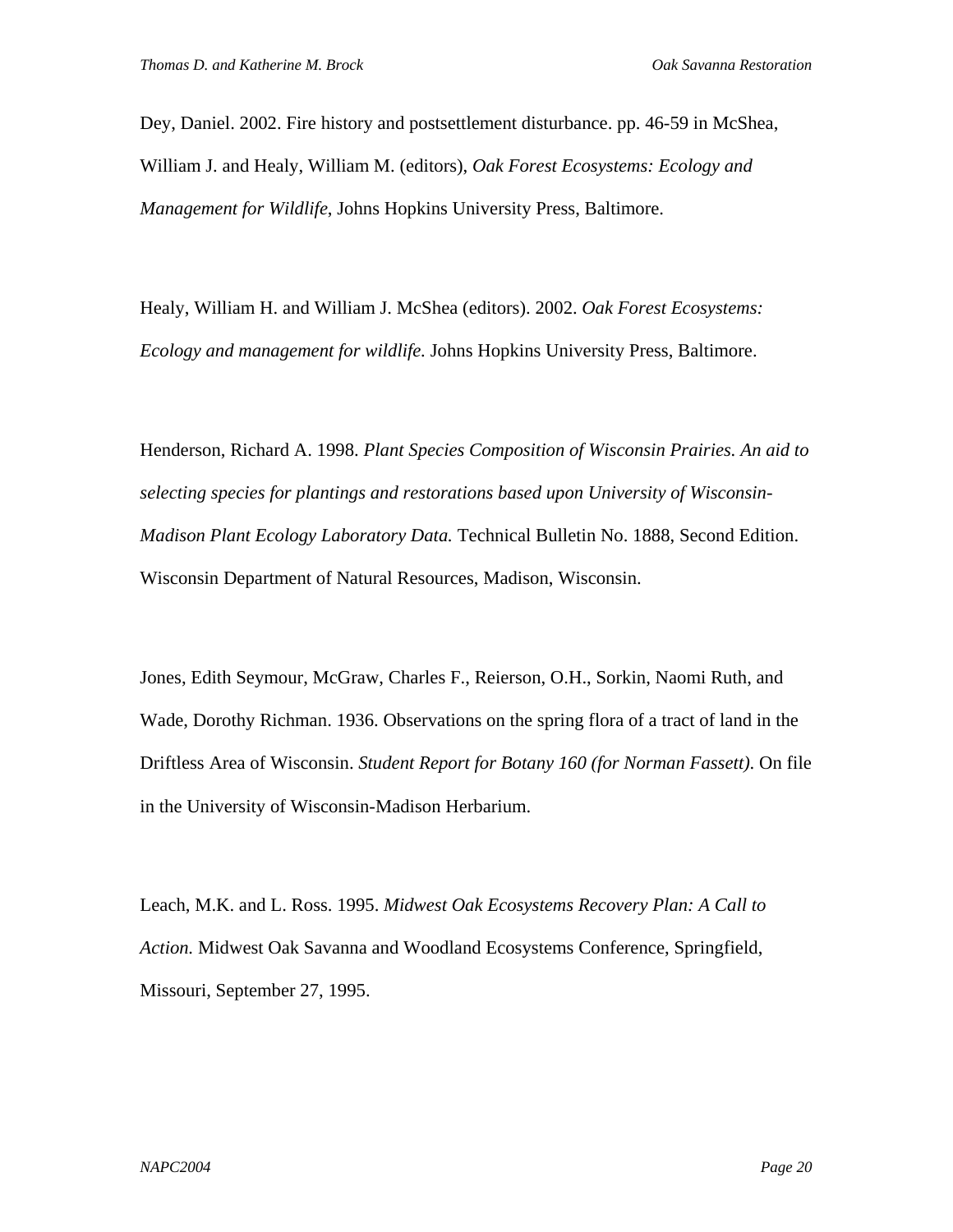Dey, Daniel. 2002. Fire history and postsettlement disturbance. pp. 46-59 in McShea, William J. and Healy, William M. (editors), *Oak Forest Ecosystems: Ecology and Management for Wildlife*, Johns Hopkins University Press, Baltimore.

Healy, William H. and William J. McShea (editors). 2002. *Oak Forest Ecosystems: Ecology and management for wildlife.* Johns Hopkins University Press, Baltimore.

Henderson, Richard A. 1998. *Plant Species Composition of Wisconsin Prairies. An aid to selecting species for plantings and restorations based upon University of Wisconsin-Madison Plant Ecology Laboratory Data.* Technical Bulletin No. 1888, Second Edition. Wisconsin Department of Natural Resources, Madison, Wisconsin.

Jones, Edith Seymour, McGraw, Charles F., Reierson, O.H., Sorkin, Naomi Ruth, and Wade, Dorothy Richman. 1936. Observations on the spring flora of a tract of land in the Driftless Area of Wisconsin. *Student Report for Botany 160 (for Norman Fassett)*. On file in the University of Wisconsin-Madison Herbarium.

Leach, M.K. and L. Ross. 1995. *Midwest Oak Ecosystems Recovery Plan: A Call to Action.* Midwest Oak Savanna and Woodland Ecosystems Conference, Springfield, Missouri, September 27, 1995.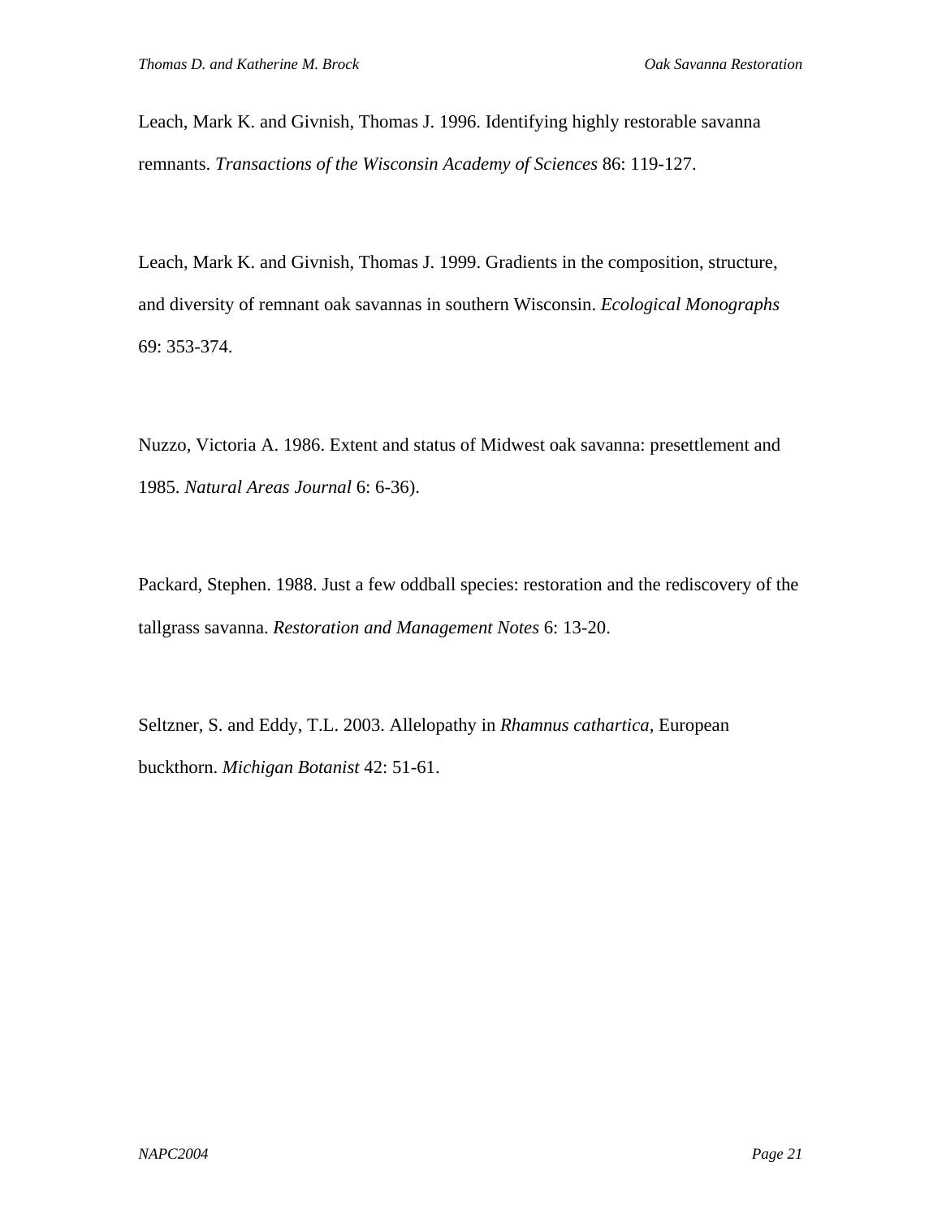Leach, Mark K. and Givnish, Thomas J. 1996. Identifying highly restorable savanna remnants. *Transactions of the Wisconsin Academy of Sciences* 86: 119-127.

Leach, Mark K. and Givnish, Thomas J. 1999. Gradients in the composition, structure, and diversity of remnant oak savannas in southern Wisconsin. *Ecological Monographs* 69: 353-374.

Nuzzo, Victoria A. 1986. Extent and status of Midwest oak savanna: presettlement and 1985. *Natural Areas Journal* 6: 6-36).

Packard, Stephen. 1988. Just a few oddball species: restoration and the rediscovery of the tallgrass savanna. *Restoration and Management Notes* 6: 13-20.

Seltzner, S. and Eddy, T.L. 2003. Allelopathy in *Rhamnus cathartica,* European buckthorn. *Michigan Botanist* 42: 51-61.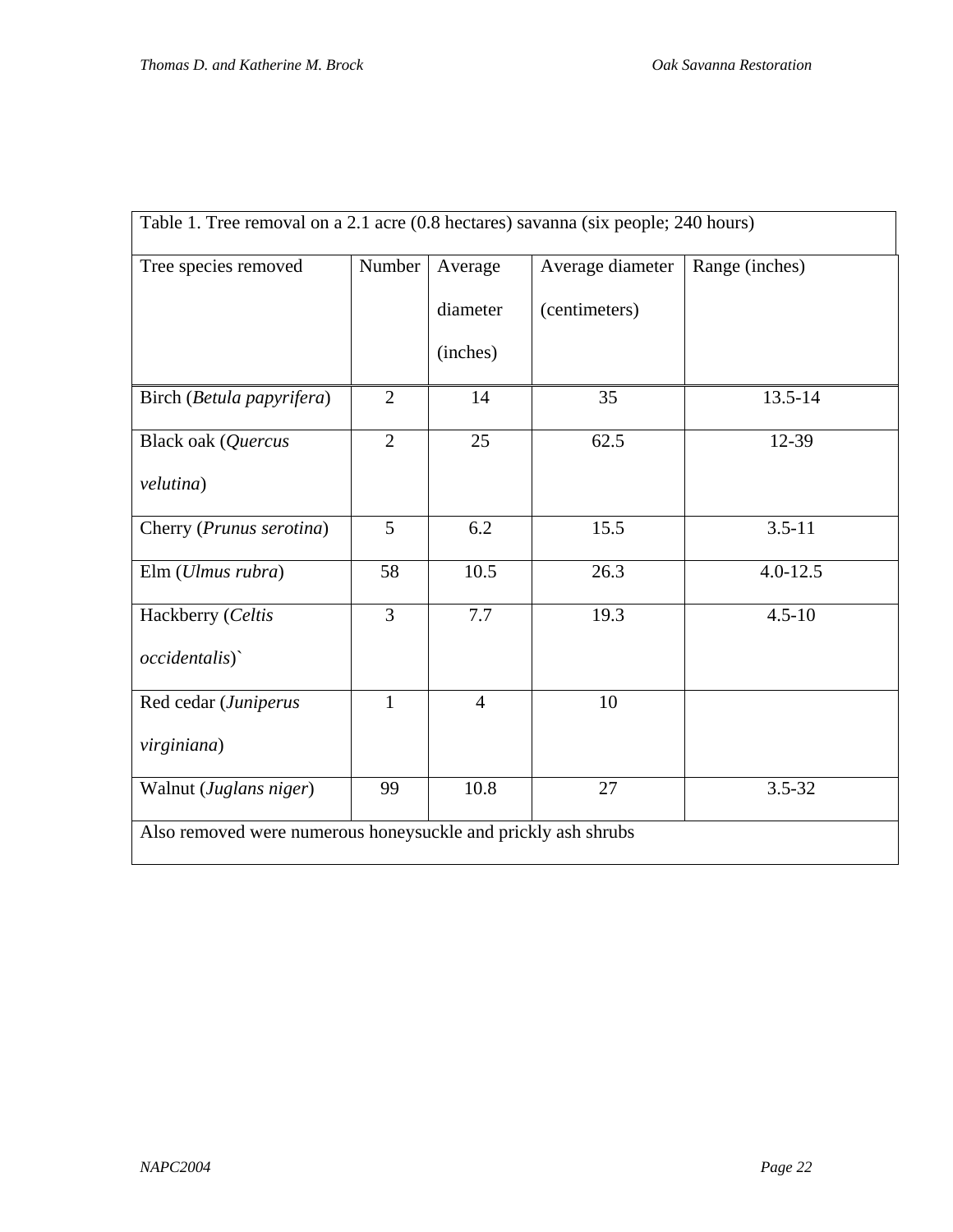Table 1. Tree removal on a 2.1 acre (0.8 hectares) savanna (six people; 240 hours)

| Tree species removed | Number | Average diameter (inches) | Average diameter (centimeters) | Range (inches) |
|---|---|---|---|---|
| Birch (*Betula papyrifera*) | 2 | 14 | 35 | 13.5-14 |
| Black oak (*Quercus velutina*) | 2 | 25 | 62.5 | 12-39 |
| Cherry (*Prunus serotina*) | 5 | 6.2 | 15.5 | 3.5-11 |
| Elm (*Ulmus rubra*) | 58 | 10.5 | 26.3 | 4.0-12.5 |
| Hackberry (*Celtis occidentalis*)` | 3 | 7.7 | 19.3 | 4.5-10 |
| Red cedar (*Juniperus virginiana*) | 1 | 4 | 10 | |
| Walnut (*Juglans niger*) | 99 | 10.8 | 27 | 3.5-32 |
| Also removed were numerous honeysuckle and prickly ash shrubs | | | | |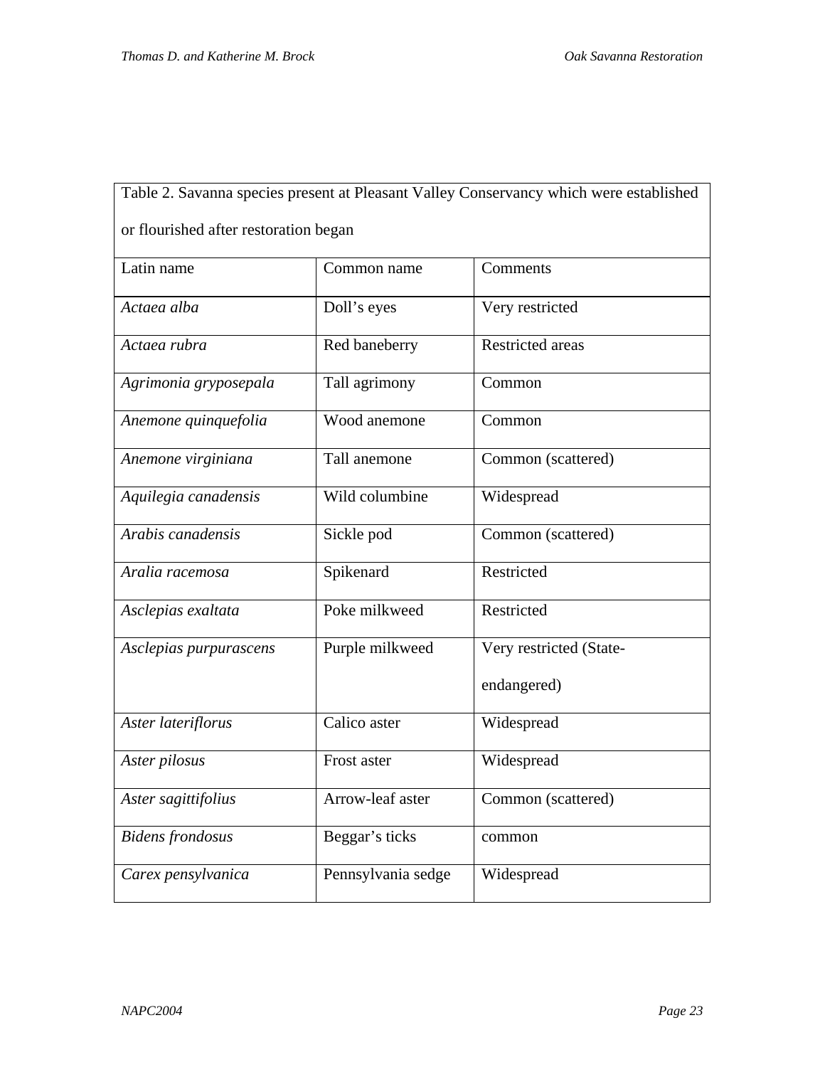Table 2. Savanna species present at Pleasant Valley Conservancy which were established or flourished after restoration began

| Latin name | Common name | Comments |
|---|---|---|
| *Actaea alba* | Doll's eyes | Very restricted |
| *Actaea rubra* | Red baneberry | Restricted areas |
| *Agrimonia gryposepala* | Tall agrimony | Common |
| *Anemone quinquefolia* | Wood anemone | Common |
| *Anemone virginiana* | Tall anemone | Common (scattered) |
| *Aquilegia canadensis* | Wild columbine | Widespread |
| *Arabis canadensis* | Sickle pod | Common (scattered) |
| *Aralia racemosa* | Spikenard | Restricted |
| *Asclepias exaltata* | Poke milkweed | Restricted |
| *Asclepias purpurascens* | Purple milkweed | Very restricted (State-endangered) |
| *Aster lateriflorus* | Calico aster | Widespread |
| *Aster pilosus* | Frost aster | Widespread |
| *Aster sagittifolius* | Arrow-leaf aster | Common (scattered) |
| *Bidens frondosus* | Beggar's ticks | common |
| *Carex pensylvanica* | Pennsylvania sedge | Widespread |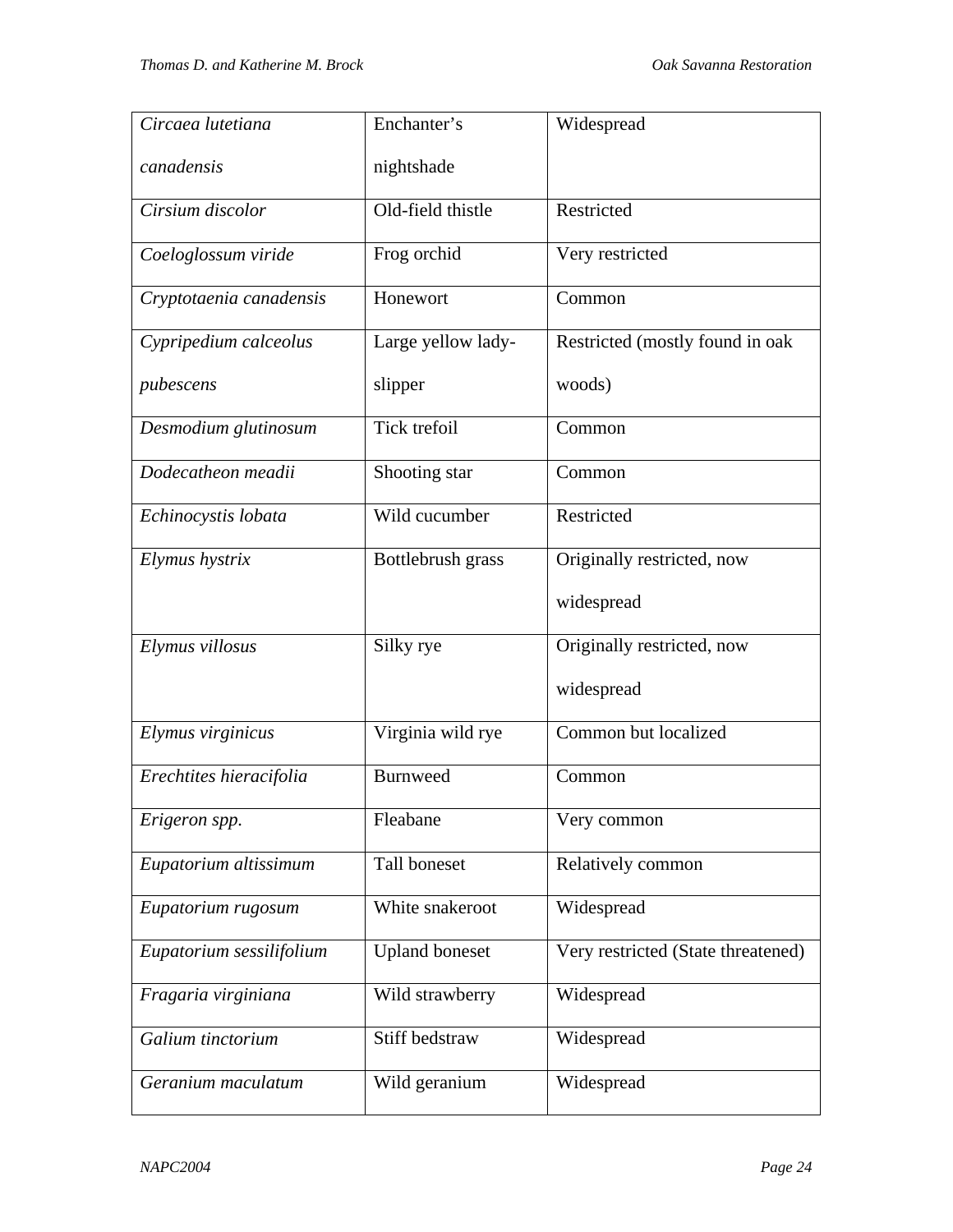| | | |
|---|---|---|
| *Circaea lutetiana canadensis* | Enchanter's nightshade | Widespread |
| *Cirsium discolor* | Old-field thistle | Restricted |
| *Coeloglossum viride* | Frog orchid | Very restricted |
| *Cryptotaenia canadensis* | Honewort | Common |
| *Cypripedium calceolus pubescens* | Large yellow lady-slipper | Restricted (mostly found in oak woods) |
| *Desmodium glutinosum* | Tick trefoil | Common |
| *Dodecatheon meadii* | Shooting star | Common |
| *Echinocystis lobata* | Wild cucumber | Restricted |
| *Elymus hystrix* | Bottlebrush grass | Originally restricted, now widespread |
| *Elymus villosus* | Silky rye | Originally restricted, now widespread |
| *Elymus virginicus* | Virginia wild rye | Common but localized |
| *Erechtites hieracifolia* | Burnweed | Common |
| *Erigeron spp.* | Fleabane | Very common |
| *Eupatorium altissimum* | Tall boneset | Relatively common |
| *Eupatorium rugosum* | White snakeroot | Widespread |
| *Eupatorium sessilifolium* | Upland boneset | Very restricted (State threatened) |
| *Fragaria virginiana* | Wild strawberry | Widespread |
| *Galium tinctorium* | Stiff bedstraw | Widespread |
| *Geranium maculatum* | Wild geranium | Widespread |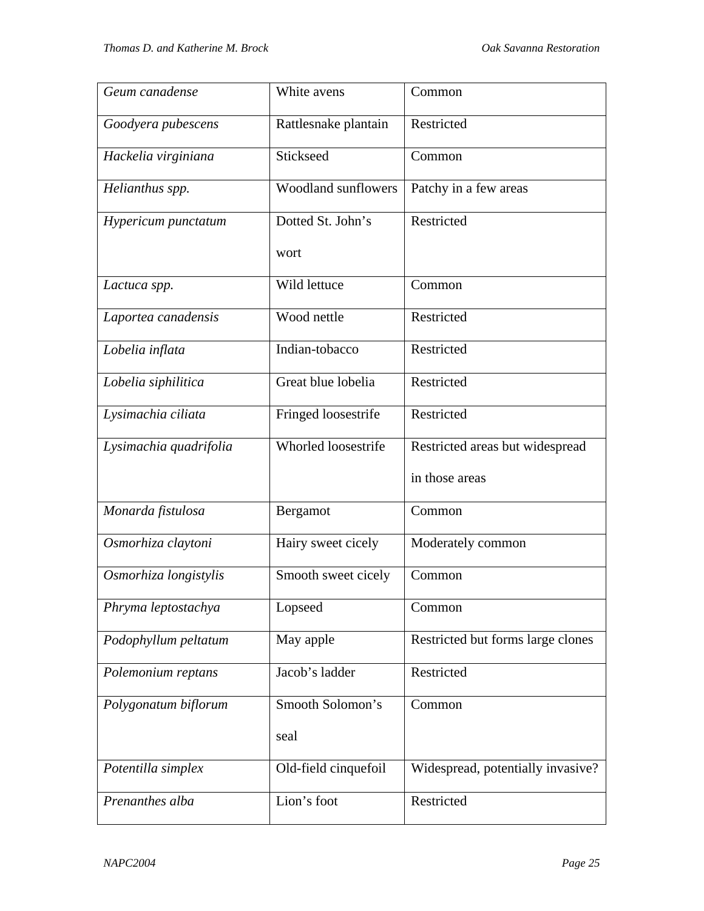| *Geum canadense* | White avens | Common |
|---|---|---|
| *Goodyera pubescens* | Rattlesnake plantain | Restricted |
| *Hackelia virginiana* | Stickseed | Common |
| *Helianthus spp.* | Woodland sunflowers | Patchy in a few areas |
| *Hypericum punctatum* | Dotted St. John's wort | Restricted |
| *Lactuca spp.* | Wild lettuce | Common |
| *Laportea canadensis* | Wood nettle | Restricted |
| *Lobelia inflata* | Indian-tobacco | Restricted |
| *Lobelia siphilitica* | Great blue lobelia | Restricted |
| *Lysimachia ciliata* | Fringed loosestrife | Restricted |
| *Lysimachia quadrifolia* | Whorled loosestrife | Restricted areas but widespread in those areas |
| *Monarda fistulosa* | Bergamot | Common |
| *Osmorhiza claytoni* | Hairy sweet cicely | Moderately common |
| *Osmorhiza longistylis* | Smooth sweet cicely | Common |
| *Phryma leptostachya* | Lopseed | Common |
| *Podophyllum peltatum* | May apple | Restricted but forms large clones |
| *Polemonium reptans* | Jacob's ladder | Restricted |
| *Polygonatum biflorum* | Smooth Solomon's seal | Common |
| *Potentilla simplex* | Old-field cinquefoil | Widespread, potentially invasive? |
| *Prenanthes alba* | Lion's foot | Restricted |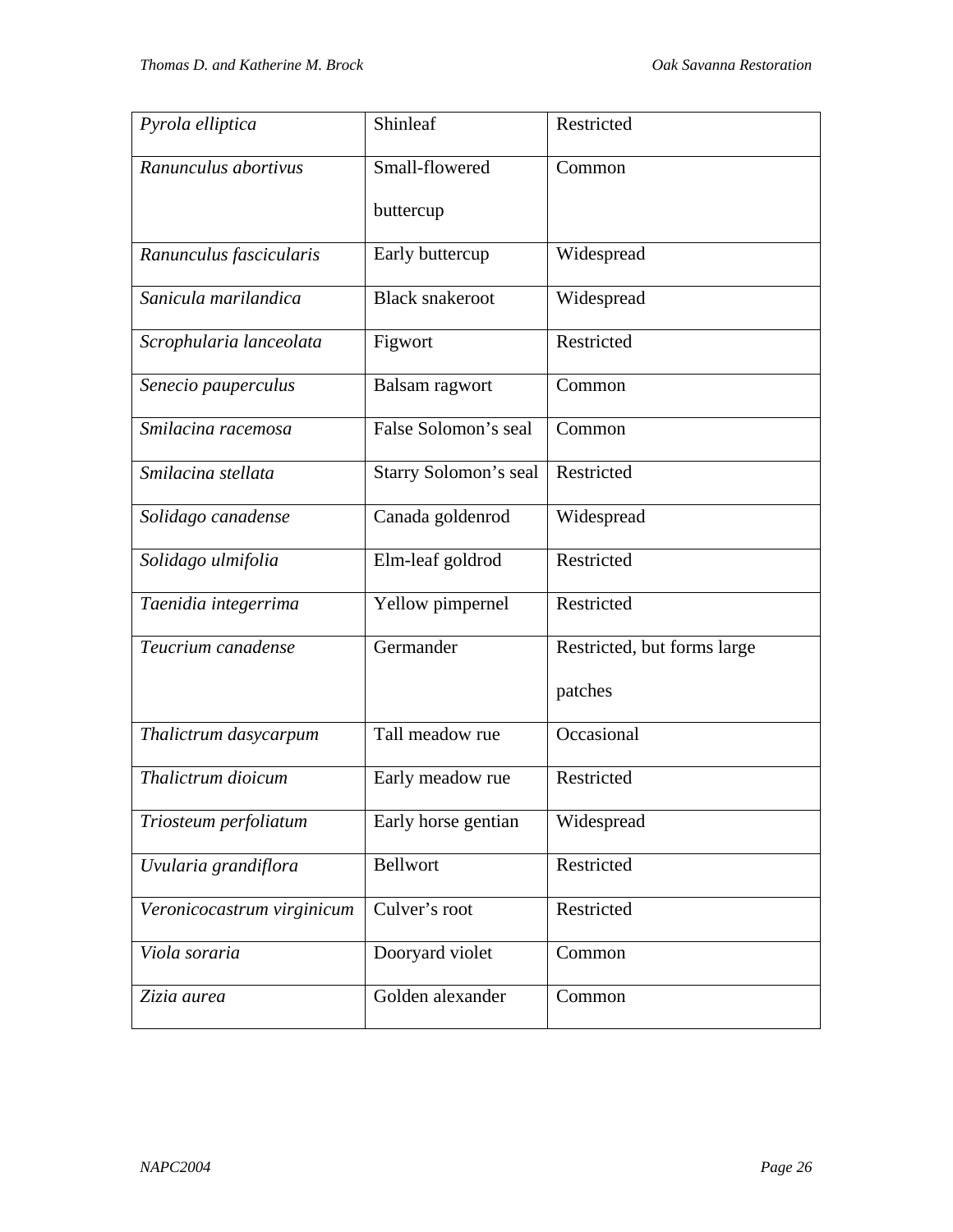| | | |
|---|---|---|
| *Pyrola elliptica* | Shinleaf | Restricted |
| *Ranunculus abortivus* | Small-flowered buttercup | Common |
| *Ranunculus fascicularis* | Early buttercup | Widespread |
| *Sanicula marilandica* | Black snakeroot | Widespread |
| *Scrophularia lanceolata* | Figwort | Restricted |
| *Senecio pauperculus* | Balsam ragwort | Common |
| *Smilacina racemosa* | False Solomon's seal | Common |
| *Smilacina stellata* | Starry Solomon's seal | Restricted |
| *Solidago canadense* | Canada goldenrod | Widespread |
| *Solidago ulmifolia* | Elm-leaf goldrod | Restricted |
| *Taenidia integerrima* | Yellow pimpernel | Restricted |
| *Teucrium canadense* | Germander | Restricted, but forms large patches |
| *Thalictrum dasycarpum* | Tall meadow rue | Occasional |
| *Thalictrum dioicum* | Early meadow rue | Restricted |
| *Triosteum perfoliatum* | Early horse gentian | Widespread |
| *Uvularia grandiflora* | Bellwort | Restricted |
| *Veronicocastrum virginicum* | Culver's root | Restricted |
| *Viola soraria* | Dooryard violet | Common |
| *Zizia aurea* | Golden alexander | Common |